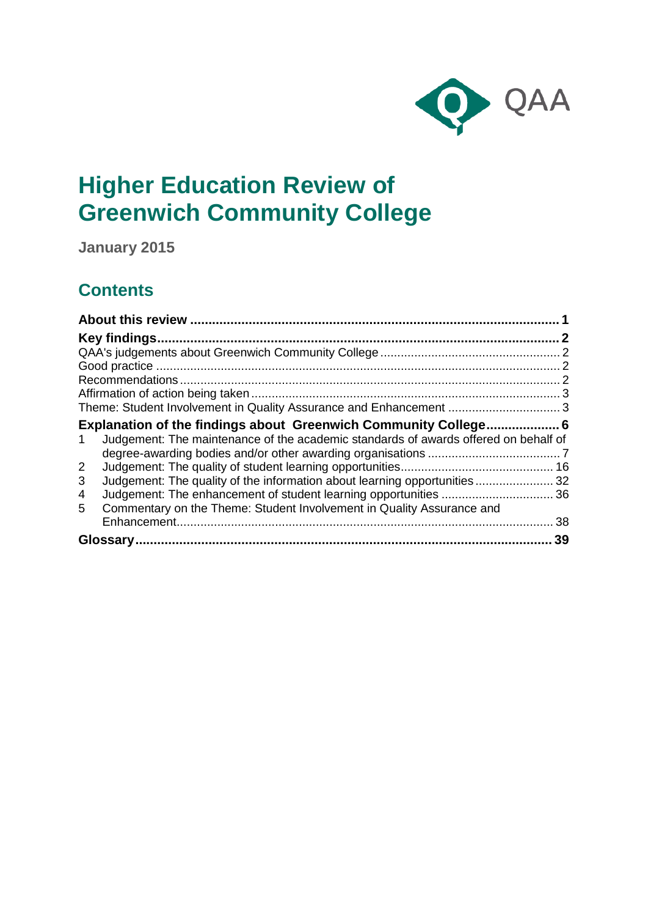QAA

# Higher Education Review of Greenwich Community College

**January 2015**

## Contents

**About this review** ..................................................................................................... **1**

**Key findings** ............................................................................................................... **2**

QAA's judgements about Greenwich Community College ........................................................ 2

Good practice ........................................................................................................................ 2

Recommendations ................................................................................................................. 2

Affirmation of action being taken ........................................................................................... 3

Theme: Student Involvement in Quality Assurance and Enhancement .................................. 3

**Explanation of the findings about Greenwich Community College** .................... **6**

1 Judgement: The maintenance of the academic standards of awards offered on behalf of degree-awarding bodies and/or other awarding organisations ........................................ 7

2 Judgement: The quality of student learning opportunities ............................................ 16

3 Judgement: The quality of the information about learning opportunities ...................... 32

4 Judgement: The enhancement of student learning opportunities ................................ 36

5 Commentary on the Theme: Student Involvement in Quality Assurance and Enhancement ............................................................................................................... 38

**Glossary** ................................................................................................................... **39**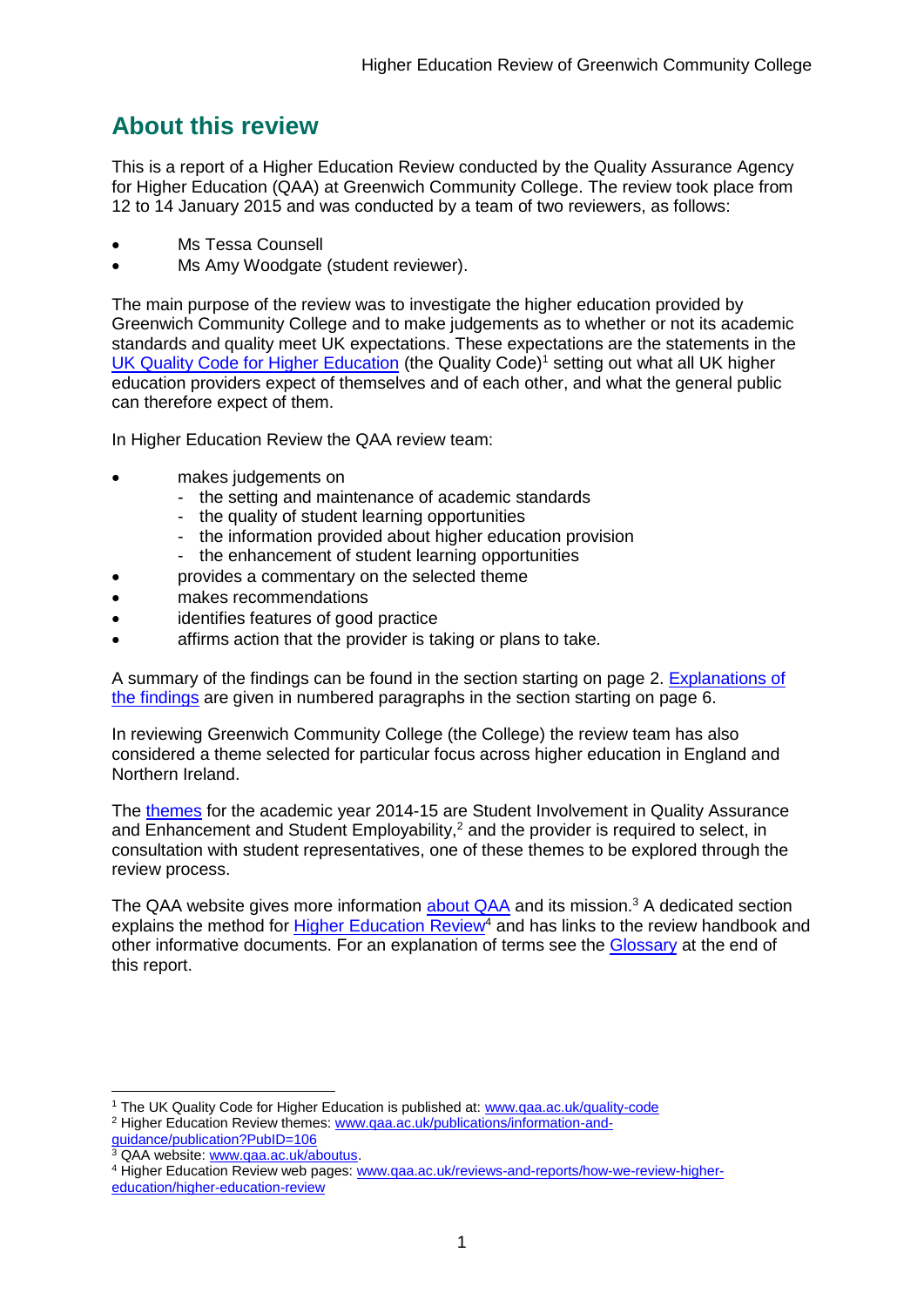## About this review

This is a report of a Higher Education Review conducted by the Quality Assurance Agency for Higher Education (QAA) at Greenwich Community College. The review took place from 12 to 14 January 2015 and was conducted by a team of two reviewers, as follows:

- Ms Tessa Counsell
- Ms Amy Woodgate (student reviewer).

The main purpose of the review was to investigate the higher education provided by Greenwich Community College and to make judgements as to whether or not its academic standards and quality meet UK expectations. These expectations are the statements in the UK Quality Code for Higher Education (the Quality Code)[1] setting out what all UK higher education providers expect of themselves and of each other, and what the general public can therefore expect of them.

In Higher Education Review the QAA review team:

- makes judgements on
  - the setting and maintenance of academic standards
  - the quality of student learning opportunities
  - the information provided about higher education provision
  - the enhancement of student learning opportunities
- provides a commentary on the selected theme
- makes recommendations
- identifies features of good practice
- affirms action that the provider is taking or plans to take.

A summary of the findings can be found in the section starting on page 2. Explanations of the findings are given in numbered paragraphs in the section starting on page 6.

In reviewing Greenwich Community College (the College) the review team has also considered a theme selected for particular focus across higher education in England and Northern Ireland.

The themes for the academic year 2014-15 are Student Involvement in Quality Assurance and Enhancement and Student Employability,[2] and the provider is required to select, in consultation with student representatives, one of these themes to be explored through the review process.

The QAA website gives more information about QAA and its mission.[3] A dedicated section explains the method for Higher Education Review[4] and has links to the review handbook and other informative documents. For an explanation of terms see the Glossary at the end of this report.

---

[1] The UK Quality Code for Higher Education is published at: www.qaa.ac.uk/quality-code

[2] Higher Education Review themes: www.qaa.ac.uk/publications/information-and-guidance/publication?PubID=106

[3] QAA website: www.qaa.ac.uk/aboutus.

[4] Higher Education Review web pages: www.qaa.ac.uk/reviews-and-reports/how-we-review-higher-education/higher-education-review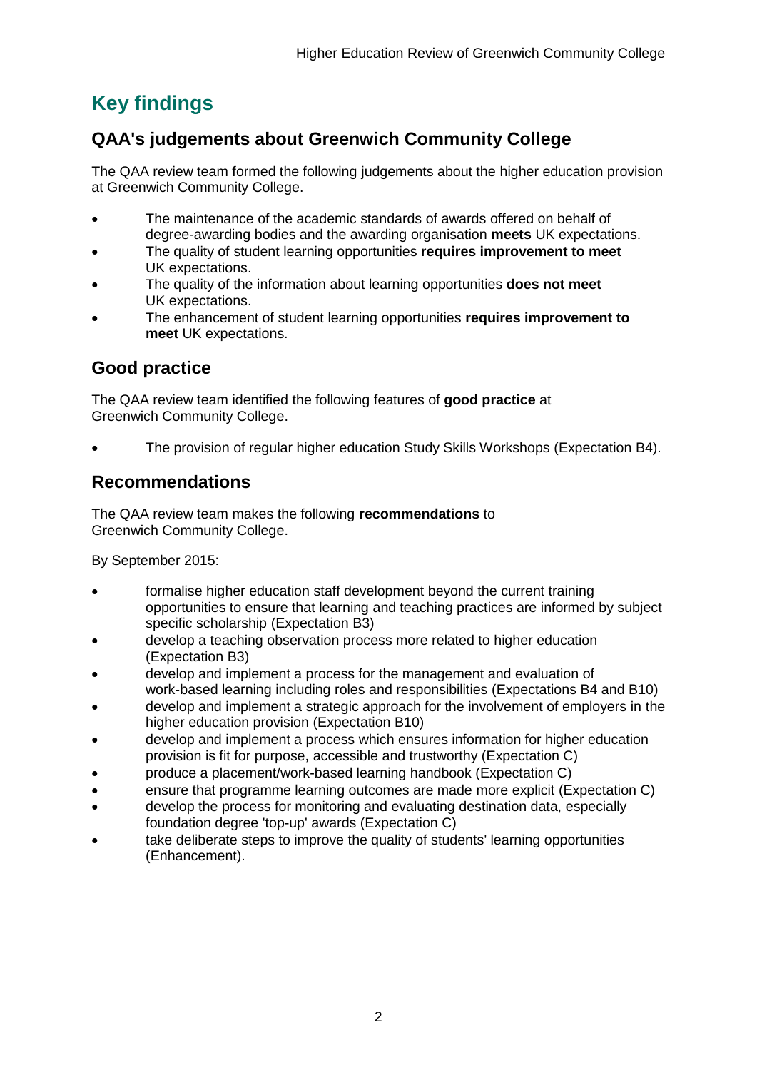# Key findings

## QAA's judgements about Greenwich Community College

The QAA review team formed the following judgements about the higher education provision at Greenwich Community College.

- The maintenance of the academic standards of awards offered on behalf of degree-awarding bodies and the awarding organisation **meets** UK expectations.
- The quality of student learning opportunities **requires improvement to meet** UK expectations.
- The quality of the information about learning opportunities **does not meet** UK expectations.
- The enhancement of student learning opportunities **requires improvement to meet** UK expectations.

## Good practice

The QAA review team identified the following features of **good practice** at Greenwich Community College.

- The provision of regular higher education Study Skills Workshops (Expectation B4).

## Recommendations

The QAA review team makes the following **recommendations** to Greenwich Community College.

By September 2015:

- formalise higher education staff development beyond the current training opportunities to ensure that learning and teaching practices are informed by subject specific scholarship (Expectation B3)
- develop a teaching observation process more related to higher education (Expectation B3)
- develop and implement a process for the management and evaluation of work-based learning including roles and responsibilities (Expectations B4 and B10)
- develop and implement a strategic approach for the involvement of employers in the higher education provision (Expectation B10)
- develop and implement a process which ensures information for higher education provision is fit for purpose, accessible and trustworthy (Expectation C)
- produce a placement/work-based learning handbook (Expectation C)
- ensure that programme learning outcomes are made more explicit (Expectation C)
- develop the process for monitoring and evaluating destination data, especially foundation degree 'top-up' awards (Expectation C)
- take deliberate steps to improve the quality of students' learning opportunities (Enhancement).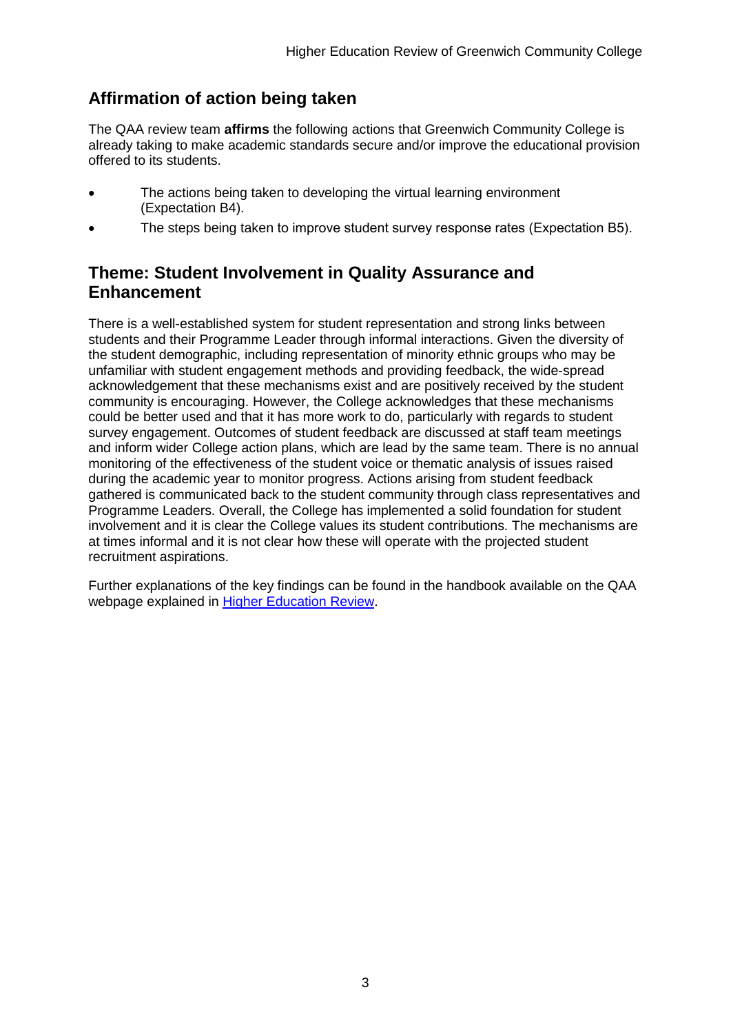## Affirmation of action being taken

The QAA review team **affirms** the following actions that Greenwich Community College is already taking to make academic standards secure and/or improve the educational provision offered to its students.

- The actions being taken to developing the virtual learning environment (Expectation B4).
- The steps being taken to improve student survey response rates (Expectation B5).

## Theme: Student Involvement in Quality Assurance and Enhancement

There is a well-established system for student representation and strong links between students and their Programme Leader through informal interactions. Given the diversity of the student demographic, including representation of minority ethnic groups who may be unfamiliar with student engagement methods and providing feedback, the wide-spread acknowledgement that these mechanisms exist and are positively received by the student community is encouraging. However, the College acknowledges that these mechanisms could be better used and that it has more work to do, particularly with regards to student survey engagement. Outcomes of student feedback are discussed at staff team meetings and inform wider College action plans, which are lead by the same team. There is no annual monitoring of the effectiveness of the student voice or thematic analysis of issues raised during the academic year to monitor progress. Actions arising from student feedback gathered is communicated back to the student community through class representatives and Programme Leaders. Overall, the College has implemented a solid foundation for student involvement and it is clear the College values its student contributions. The mechanisms are at times informal and it is not clear how these will operate with the projected student recruitment aspirations.

Further explanations of the key findings can be found in the handbook available on the QAA webpage explained in [Higher Education Review](#).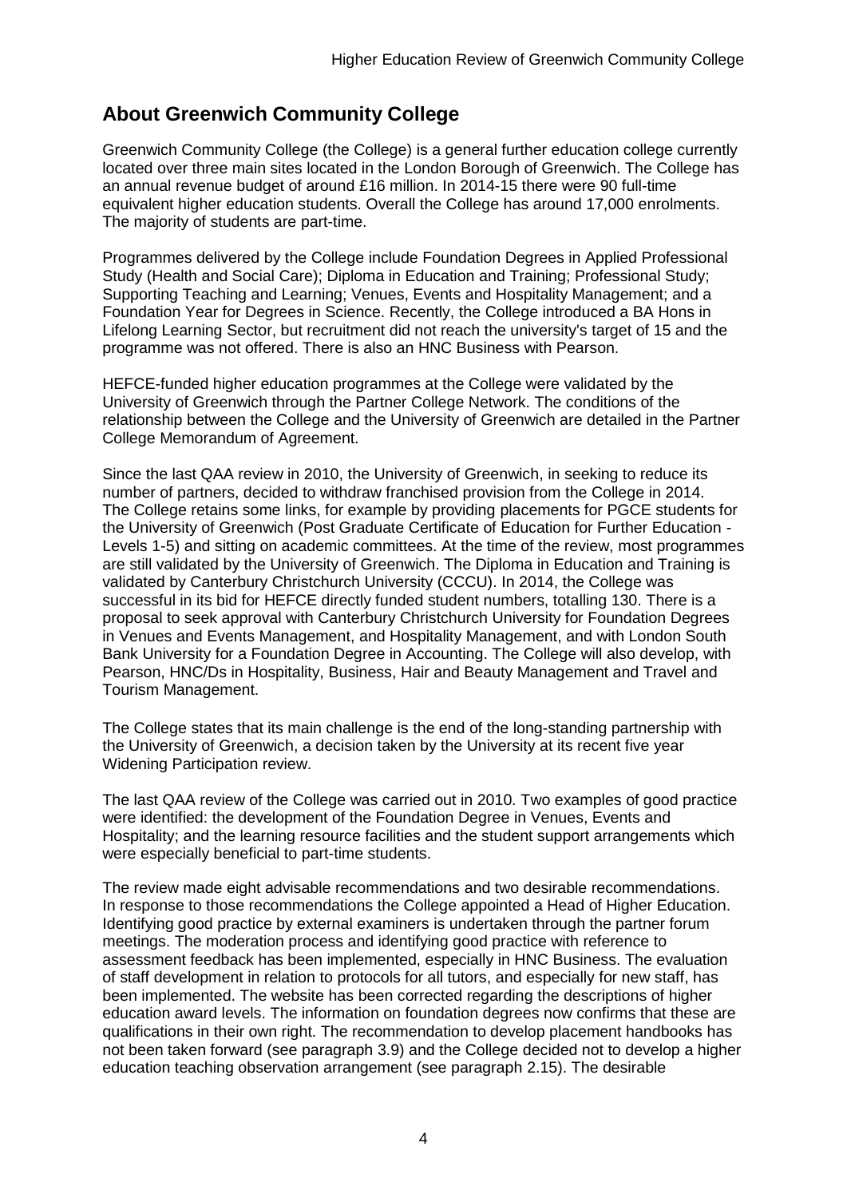## About Greenwich Community College

Greenwich Community College (the College) is a general further education college currently located over three main sites located in the London Borough of Greenwich. The College has an annual revenue budget of around £16 million. In 2014-15 there were 90 full-time equivalent higher education students. Overall the College has around 17,000 enrolments. The majority of students are part-time.

Programmes delivered by the College include Foundation Degrees in Applied Professional Study (Health and Social Care); Diploma in Education and Training; Professional Study; Supporting Teaching and Learning; Venues, Events and Hospitality Management; and a Foundation Year for Degrees in Science. Recently, the College introduced a BA Hons in Lifelong Learning Sector, but recruitment did not reach the university's target of 15 and the programme was not offered. There is also an HNC Business with Pearson.

HEFCE-funded higher education programmes at the College were validated by the University of Greenwich through the Partner College Network. The conditions of the relationship between the College and the University of Greenwich are detailed in the Partner College Memorandum of Agreement.

Since the last QAA review in 2010, the University of Greenwich, in seeking to reduce its number of partners, decided to withdraw franchised provision from the College in 2014. The College retains some links, for example by providing placements for PGCE students for the University of Greenwich (Post Graduate Certificate of Education for Further Education - Levels 1-5) and sitting on academic committees. At the time of the review, most programmes are still validated by the University of Greenwich. The Diploma in Education and Training is validated by Canterbury Christchurch University (CCCU). In 2014, the College was successful in its bid for HEFCE directly funded student numbers, totalling 130. There is a proposal to seek approval with Canterbury Christchurch University for Foundation Degrees in Venues and Events Management, and Hospitality Management, and with London South Bank University for a Foundation Degree in Accounting. The College will also develop, with Pearson, HNC/Ds in Hospitality, Business, Hair and Beauty Management and Travel and Tourism Management.

The College states that its main challenge is the end of the long-standing partnership with the University of Greenwich, a decision taken by the University at its recent five year Widening Participation review.

The last QAA review of the College was carried out in 2010. Two examples of good practice were identified: the development of the Foundation Degree in Venues, Events and Hospitality; and the learning resource facilities and the student support arrangements which were especially beneficial to part-time students.

The review made eight advisable recommendations and two desirable recommendations. In response to those recommendations the College appointed a Head of Higher Education. Identifying good practice by external examiners is undertaken through the partner forum meetings. The moderation process and identifying good practice with reference to assessment feedback has been implemented, especially in HNC Business. The evaluation of staff development in relation to protocols for all tutors, and especially for new staff, has been implemented. The website has been corrected regarding the descriptions of higher education award levels. The information on foundation degrees now confirms that these are qualifications in their own right. The recommendation to develop placement handbooks has not been taken forward (see paragraph 3.9) and the College decided not to develop a higher education teaching observation arrangement (see paragraph 2.15). The desirable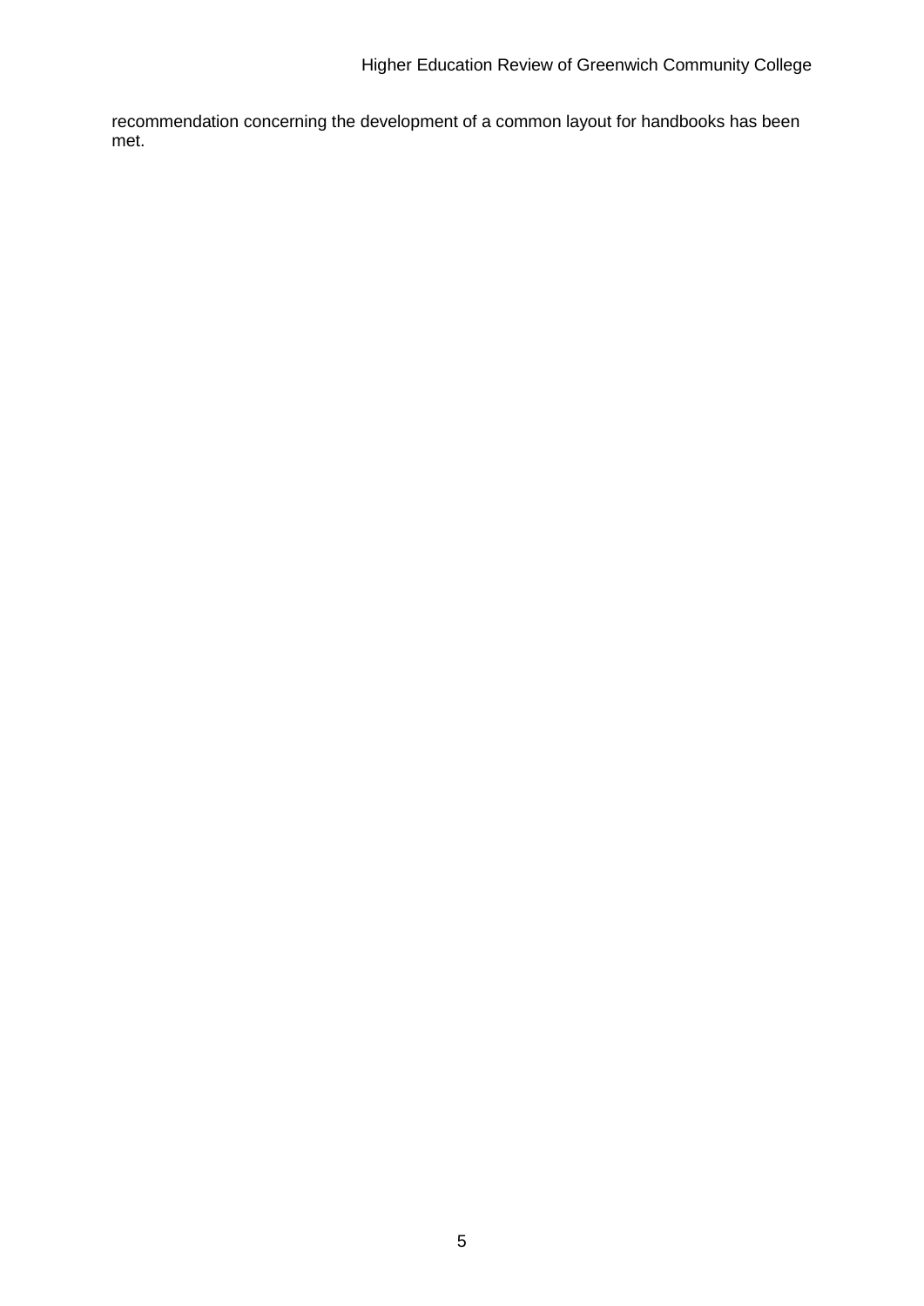recommendation concerning the development of a common layout for handbooks has been met.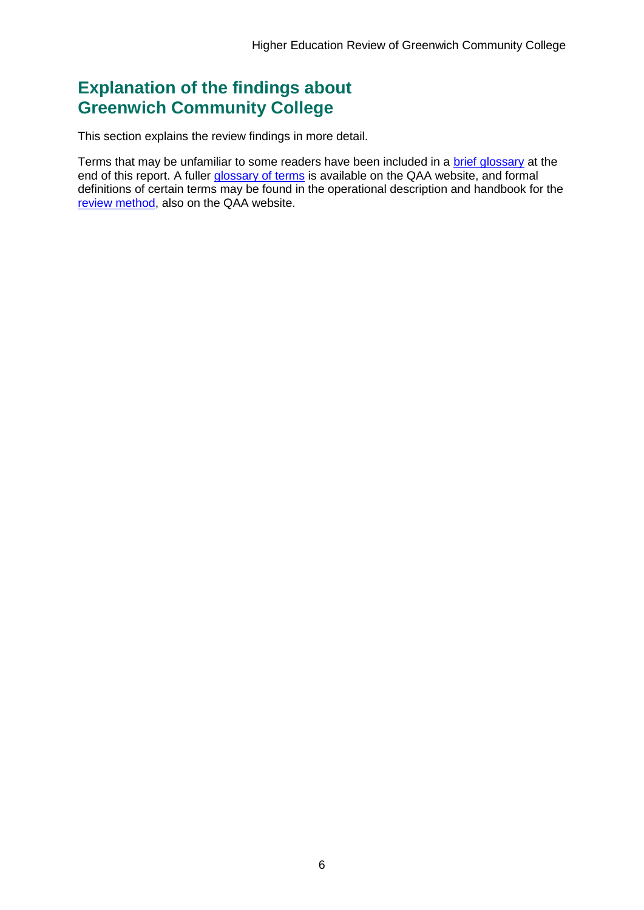## Explanation of the findings about Greenwich Community College

This section explains the review findings in more detail.

Terms that may be unfamiliar to some readers have been included in a brief glossary at the end of this report. A fuller glossary of terms is available on the QAA website, and formal definitions of certain terms may be found in the operational description and handbook for the review method, also on the QAA website.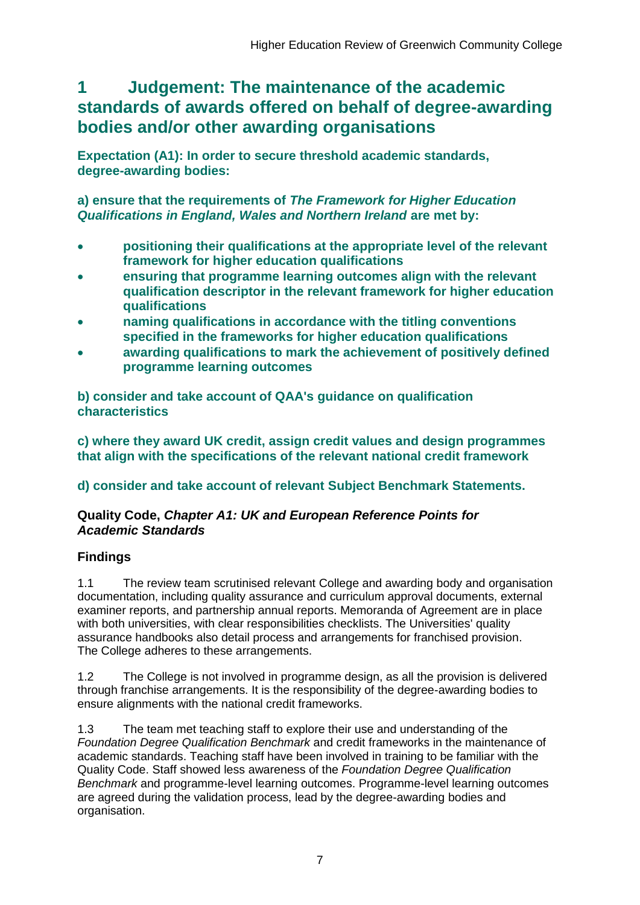## 1 Judgement: The maintenance of the academic standards of awards offered on behalf of degree-awarding bodies and/or other awarding organisations

**Expectation (A1): In order to secure threshold academic standards, degree-awarding bodies:**

**a) ensure that the requirements of *The Framework for Higher Education Qualifications in England, Wales and Northern Ireland* are met by:**

- **positioning their qualifications at the appropriate level of the relevant framework for higher education qualifications**
- **ensuring that programme learning outcomes align with the relevant qualification descriptor in the relevant framework for higher education qualifications**
- **naming qualifications in accordance with the titling conventions specified in the frameworks for higher education qualifications**
- **awarding qualifications to mark the achievement of positively defined programme learning outcomes**

**b) consider and take account of QAA's guidance on qualification characteristics**

**c) where they award UK credit, assign credit values and design programmes that align with the specifications of the relevant national credit framework**

**d) consider and take account of relevant Subject Benchmark Statements.**

**Quality Code, *Chapter A1: UK and European Reference Points for Academic Standards***

### Findings

1.1 The review team scrutinised relevant College and awarding body and organisation documentation, including quality assurance and curriculum approval documents, external examiner reports, and partnership annual reports. Memoranda of Agreement are in place with both universities, with clear responsibilities checklists. The Universities' quality assurance handbooks also detail process and arrangements for franchised provision. The College adheres to these arrangements.

1.2 The College is not involved in programme design, as all the provision is delivered through franchise arrangements. It is the responsibility of the degree-awarding bodies to ensure alignments with the national credit frameworks.

1.3 The team met teaching staff to explore their use and understanding of the *Foundation Degree Qualification Benchmark* and credit frameworks in the maintenance of academic standards. Teaching staff have been involved in training to be familiar with the Quality Code. Staff showed less awareness of the *Foundation Degree Qualification Benchmark* and programme-level learning outcomes. Programme-level learning outcomes are agreed during the validation process, lead by the degree-awarding bodies and organisation.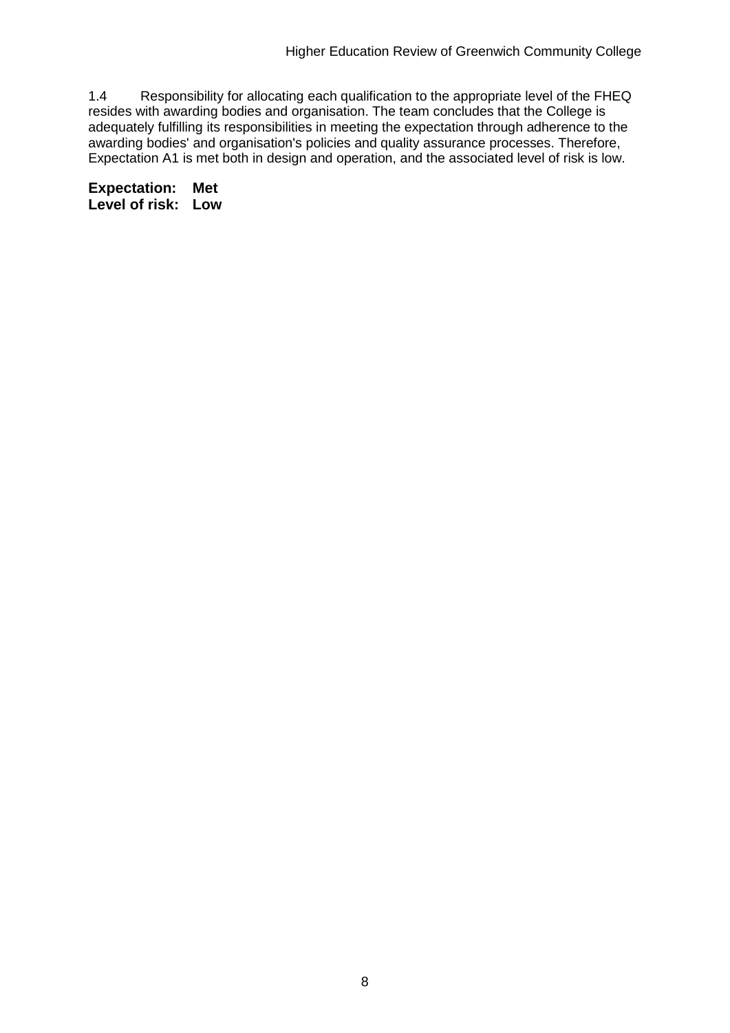1.4 Responsibility for allocating each qualification to the appropriate level of the FHEQ resides with awarding bodies and organisation. The team concludes that the College is adequately fulfilling its responsibilities in meeting the expectation through adherence to the awarding bodies' and organisation's policies and quality assurance processes. Therefore, Expectation A1 is met both in design and operation, and the associated level of risk is low.

**Expectation: Met**
**Level of risk: Low**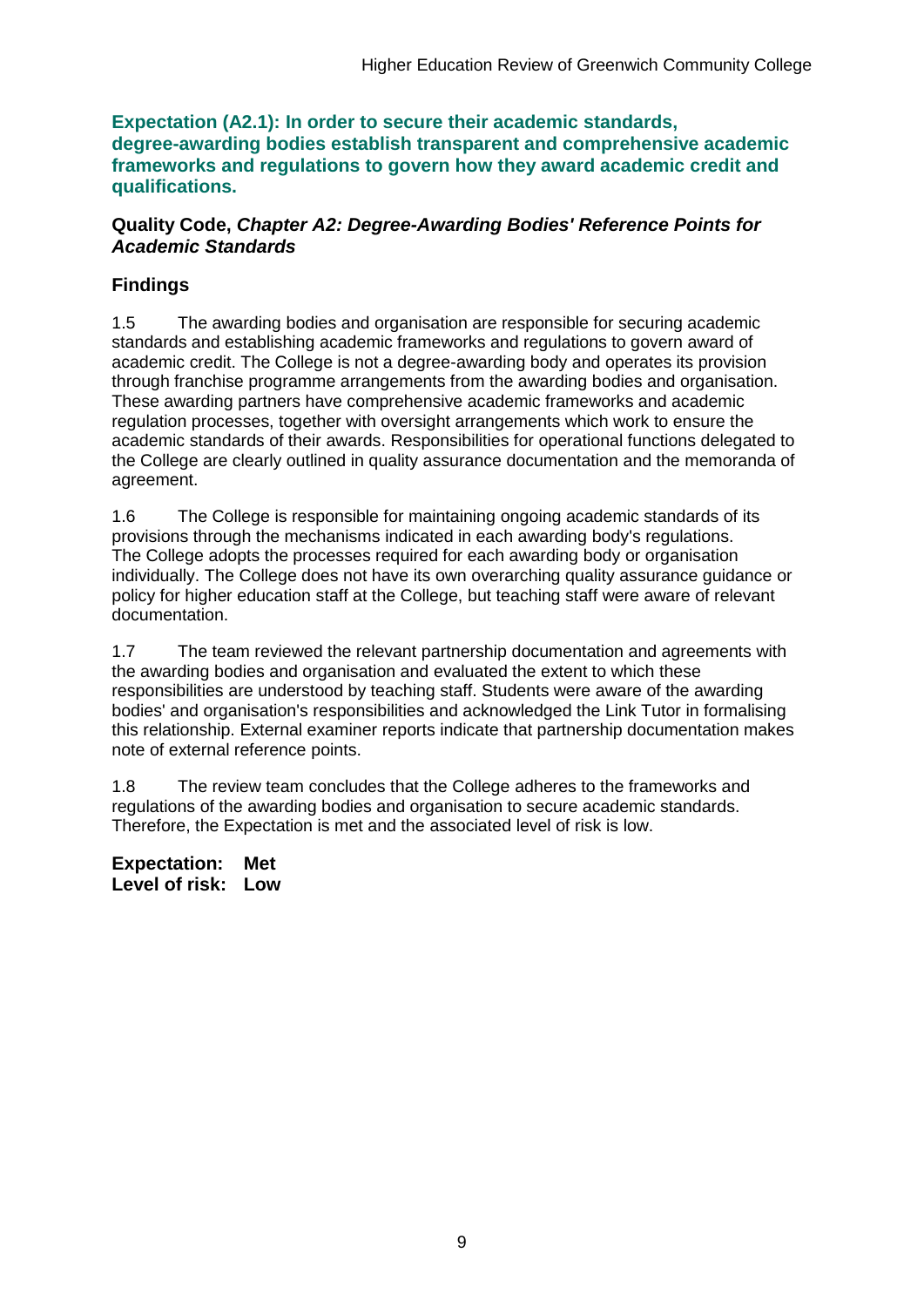**Expectation (A2.1): In order to secure their academic standards, degree-awarding bodies establish transparent and comprehensive academic frameworks and regulations to govern how they award academic credit and qualifications.**

**Quality Code, *Chapter A2: Degree-Awarding Bodies' Reference Points for Academic Standards***

**Findings**

1.5 The awarding bodies and organisation are responsible for securing academic standards and establishing academic frameworks and regulations to govern award of academic credit. The College is not a degree-awarding body and operates its provision through franchise programme arrangements from the awarding bodies and organisation. These awarding partners have comprehensive academic frameworks and academic regulation processes, together with oversight arrangements which work to ensure the academic standards of their awards. Responsibilities for operational functions delegated to the College are clearly outlined in quality assurance documentation and the memoranda of agreement.

1.6 The College is responsible for maintaining ongoing academic standards of its provisions through the mechanisms indicated in each awarding body's regulations. The College adopts the processes required for each awarding body or organisation individually. The College does not have its own overarching quality assurance guidance or policy for higher education staff at the College, but teaching staff were aware of relevant documentation.

1.7 The team reviewed the relevant partnership documentation and agreements with the awarding bodies and organisation and evaluated the extent to which these responsibilities are understood by teaching staff. Students were aware of the awarding bodies' and organisation's responsibilities and acknowledged the Link Tutor in formalising this relationship. External examiner reports indicate that partnership documentation makes note of external reference points.

1.8 The review team concludes that the College adheres to the frameworks and regulations of the awarding bodies and organisation to secure academic standards. Therefore, the Expectation is met and the associated level of risk is low.

**Expectation: Met**
**Level of risk: Low**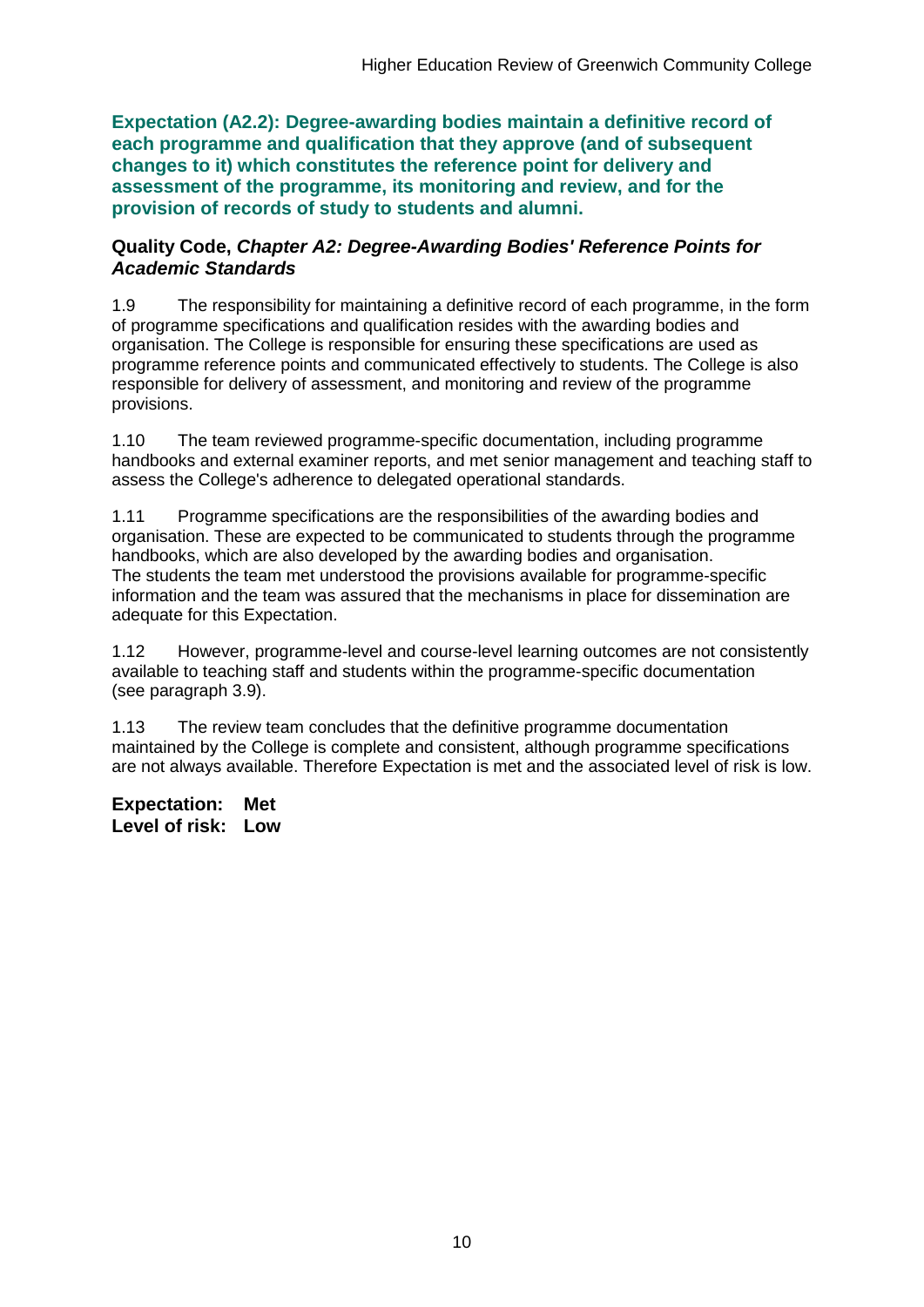**Expectation (A2.2): Degree-awarding bodies maintain a definitive record of each programme and qualification that they approve (and of subsequent changes to it) which constitutes the reference point for delivery and assessment of the programme, its monitoring and review, and for the provision of records of study to students and alumni.**

**Quality Code, *Chapter A2: Degree-Awarding Bodies' Reference Points for Academic Standards***

1.9 The responsibility for maintaining a definitive record of each programme, in the form of programme specifications and qualification resides with the awarding bodies and organisation. The College is responsible for ensuring these specifications are used as programme reference points and communicated effectively to students. The College is also responsible for delivery of assessment, and monitoring and review of the programme provisions.

1.10 The team reviewed programme-specific documentation, including programme handbooks and external examiner reports, and met senior management and teaching staff to assess the College's adherence to delegated operational standards.

1.11 Programme specifications are the responsibilities of the awarding bodies and organisation. These are expected to be communicated to students through the programme handbooks, which are also developed by the awarding bodies and organisation. The students the team met understood the provisions available for programme-specific information and the team was assured that the mechanisms in place for dissemination are adequate for this Expectation.

1.12 However, programme-level and course-level learning outcomes are not consistently available to teaching staff and students within the programme-specific documentation (see paragraph 3.9).

1.13 The review team concludes that the definitive programme documentation maintained by the College is complete and consistent, although programme specifications are not always available. Therefore Expectation is met and the associated level of risk is low.

**Expectation: Met**
**Level of risk: Low**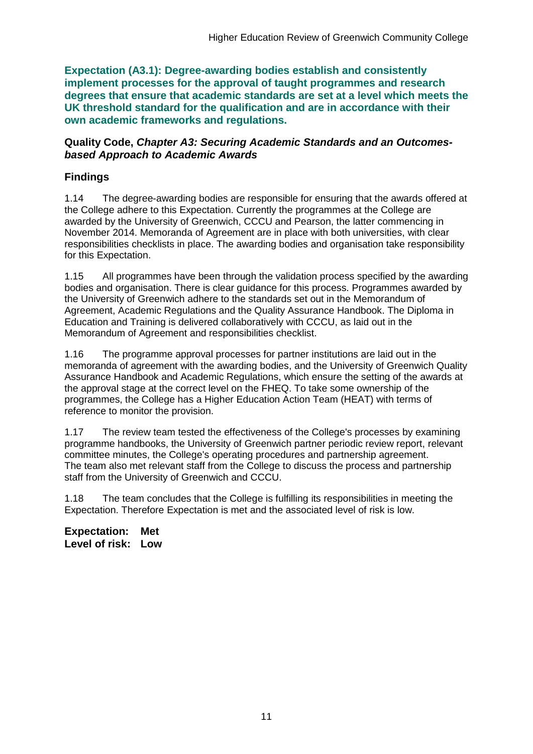**Expectation (A3.1): Degree-awarding bodies establish and consistently implement processes for the approval of taught programmes and research degrees that ensure that academic standards are set at a level which meets the UK threshold standard for the qualification and are in accordance with their own academic frameworks and regulations.**

**Quality Code, *Chapter A3: Securing Academic Standards and an Outcomes-based Approach to Academic Awards***

**Findings**

1.14 The degree-awarding bodies are responsible for ensuring that the awards offered at the College adhere to this Expectation. Currently the programmes at the College are awarded by the University of Greenwich, CCCU and Pearson, the latter commencing in November 2014. Memoranda of Agreement are in place with both universities, with clear responsibilities checklists in place. The awarding bodies and organisation take responsibility for this Expectation.

1.15 All programmes have been through the validation process specified by the awarding bodies and organisation. There is clear guidance for this process. Programmes awarded by the University of Greenwich adhere to the standards set out in the Memorandum of Agreement, Academic Regulations and the Quality Assurance Handbook. The Diploma in Education and Training is delivered collaboratively with CCCU, as laid out in the Memorandum of Agreement and responsibilities checklist.

1.16 The programme approval processes for partner institutions are laid out in the memoranda of agreement with the awarding bodies, and the University of Greenwich Quality Assurance Handbook and Academic Regulations, which ensure the setting of the awards at the approval stage at the correct level on the FHEQ. To take some ownership of the programmes, the College has a Higher Education Action Team (HEAT) with terms of reference to monitor the provision.

1.17 The review team tested the effectiveness of the College's processes by examining programme handbooks, the University of Greenwich partner periodic review report, relevant committee minutes, the College's operating procedures and partnership agreement. The team also met relevant staff from the College to discuss the process and partnership staff from the University of Greenwich and CCCU.

1.18 The team concludes that the College is fulfilling its responsibilities in meeting the Expectation. Therefore Expectation is met and the associated level of risk is low.

**Expectation: Met**
**Level of risk: Low**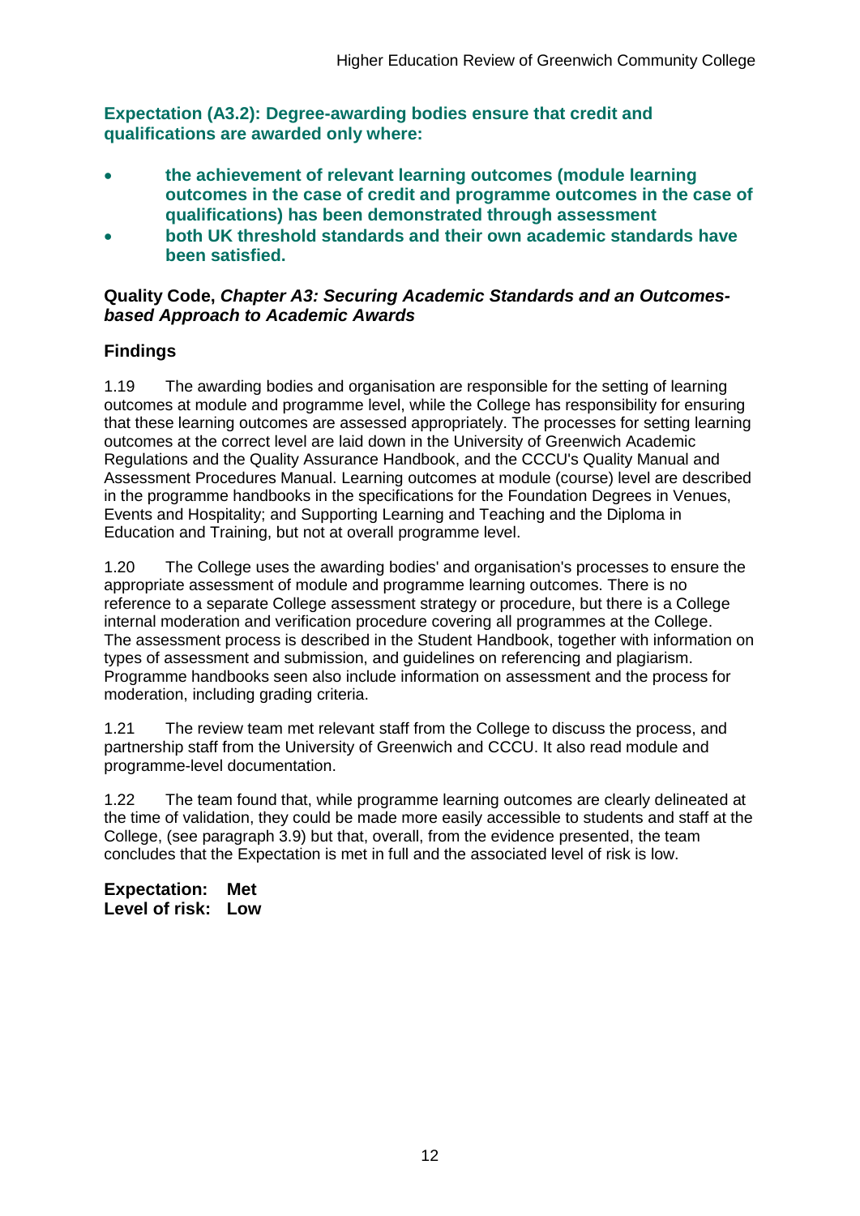**Expectation (A3.2): Degree-awarding bodies ensure that credit and qualifications are awarded only where:**

- **the achievement of relevant learning outcomes (module learning outcomes in the case of credit and programme outcomes in the case of qualifications) has been demonstrated through assessment**
- **both UK threshold standards and their own academic standards have been satisfied.**

**Quality Code, *Chapter A3: Securing Academic Standards and an Outcomes-based Approach to Academic Awards***

### Findings

1.19 The awarding bodies and organisation are responsible for the setting of learning outcomes at module and programme level, while the College has responsibility for ensuring that these learning outcomes are assessed appropriately. The processes for setting learning outcomes at the correct level are laid down in the University of Greenwich Academic Regulations and the Quality Assurance Handbook, and the CCCU's Quality Manual and Assessment Procedures Manual. Learning outcomes at module (course) level are described in the programme handbooks in the specifications for the Foundation Degrees in Venues, Events and Hospitality; and Supporting Learning and Teaching and the Diploma in Education and Training, but not at overall programme level.

1.20 The College uses the awarding bodies' and organisation's processes to ensure the appropriate assessment of module and programme learning outcomes. There is no reference to a separate College assessment strategy or procedure, but there is a College internal moderation and verification procedure covering all programmes at the College. The assessment process is described in the Student Handbook, together with information on types of assessment and submission, and guidelines on referencing and plagiarism. Programme handbooks seen also include information on assessment and the process for moderation, including grading criteria.

1.21 The review team met relevant staff from the College to discuss the process, and partnership staff from the University of Greenwich and CCCU. It also read module and programme-level documentation.

1.22 The team found that, while programme learning outcomes are clearly delineated at the time of validation, they could be made more easily accessible to students and staff at the College, (see paragraph 3.9) but that, overall, from the evidence presented, the team concludes that the Expectation is met in full and the associated level of risk is low.

**Expectation: Met**
**Level of risk: Low**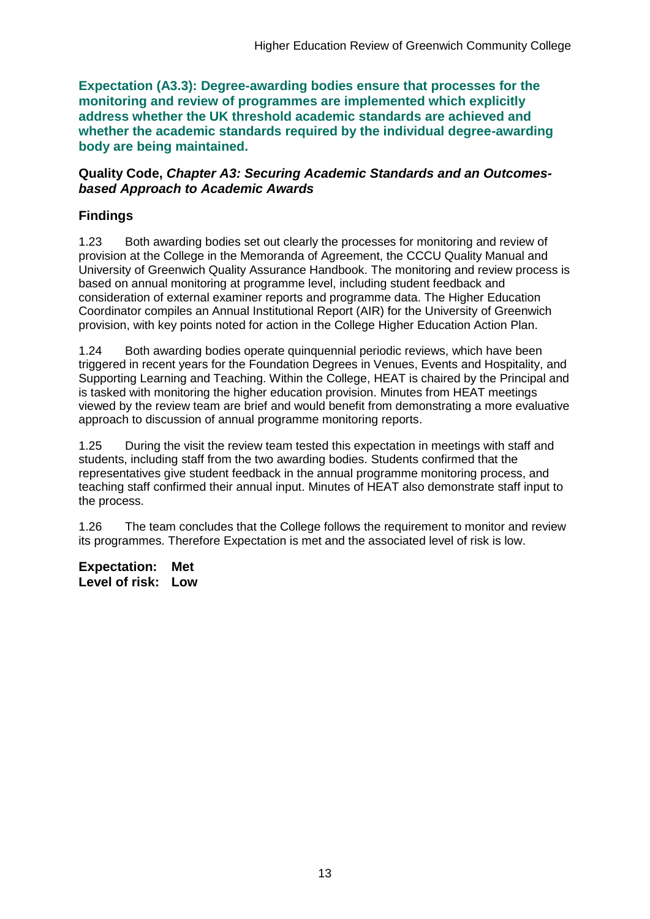**Expectation (A3.3): Degree-awarding bodies ensure that processes for the monitoring and review of programmes are implemented which explicitly address whether the UK threshold academic standards are achieved and whether the academic standards required by the individual degree-awarding body are being maintained.**

**Quality Code, *Chapter A3: Securing Academic Standards and an Outcomes-based Approach to Academic Awards***

### Findings

1.23 Both awarding bodies set out clearly the processes for monitoring and review of provision at the College in the Memoranda of Agreement, the CCCU Quality Manual and University of Greenwich Quality Assurance Handbook. The monitoring and review process is based on annual monitoring at programme level, including student feedback and consideration of external examiner reports and programme data. The Higher Education Coordinator compiles an Annual Institutional Report (AIR) for the University of Greenwich provision, with key points noted for action in the College Higher Education Action Plan.

1.24 Both awarding bodies operate quinquennial periodic reviews, which have been triggered in recent years for the Foundation Degrees in Venues, Events and Hospitality, and Supporting Learning and Teaching. Within the College, HEAT is chaired by the Principal and is tasked with monitoring the higher education provision. Minutes from HEAT meetings viewed by the review team are brief and would benefit from demonstrating a more evaluative approach to discussion of annual programme monitoring reports.

1.25 During the visit the review team tested this expectation in meetings with staff and students, including staff from the two awarding bodies. Students confirmed that the representatives give student feedback in the annual programme monitoring process, and teaching staff confirmed their annual input. Minutes of HEAT also demonstrate staff input to the process.

1.26 The team concludes that the College follows the requirement to monitor and review its programmes. Therefore Expectation is met and the associated level of risk is low.

**Expectation: Met**
**Level of risk: Low**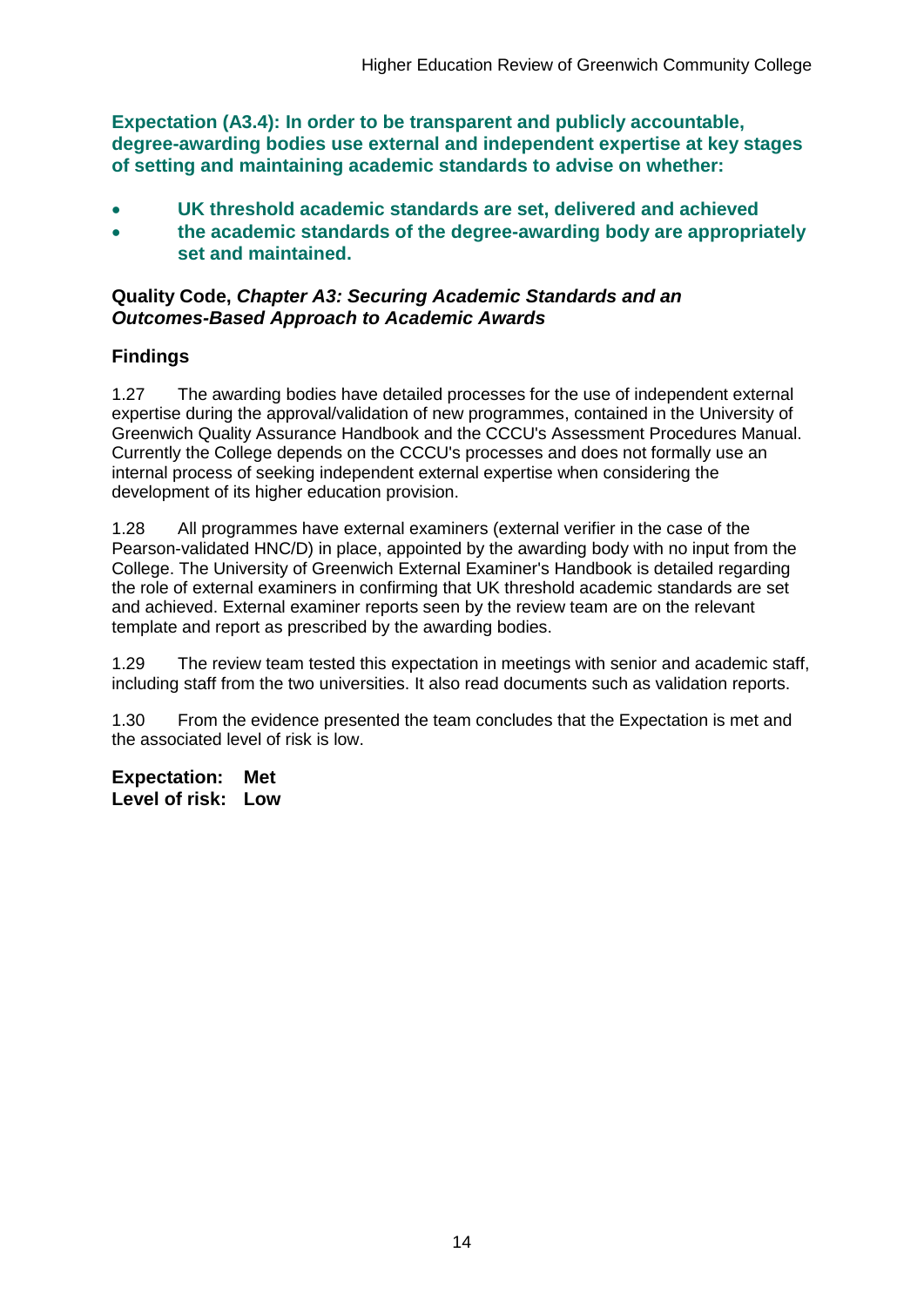**Expectation (A3.4): In order to be transparent and publicly accountable, degree-awarding bodies use external and independent expertise at key stages of setting and maintaining academic standards to advise on whether:**

- **UK threshold academic standards are set, delivered and achieved**
- **the academic standards of the degree-awarding body are appropriately set and maintained.**

**Quality Code, *Chapter A3: Securing Academic Standards and an Outcomes-Based Approach to Academic Awards***

### Findings

1.27 The awarding bodies have detailed processes for the use of independent external expertise during the approval/validation of new programmes, contained in the University of Greenwich Quality Assurance Handbook and the CCCU's Assessment Procedures Manual. Currently the College depends on the CCCU's processes and does not formally use an internal process of seeking independent external expertise when considering the development of its higher education provision.

1.28 All programmes have external examiners (external verifier in the case of the Pearson-validated HNC/D) in place, appointed by the awarding body with no input from the College. The University of Greenwich External Examiner's Handbook is detailed regarding the role of external examiners in confirming that UK threshold academic standards are set and achieved. External examiner reports seen by the review team are on the relevant template and report as prescribed by the awarding bodies.

1.29 The review team tested this expectation in meetings with senior and academic staff, including staff from the two universities. It also read documents such as validation reports.

1.30 From the evidence presented the team concludes that the Expectation is met and the associated level of risk is low.

**Expectation: Met**
**Level of risk: Low**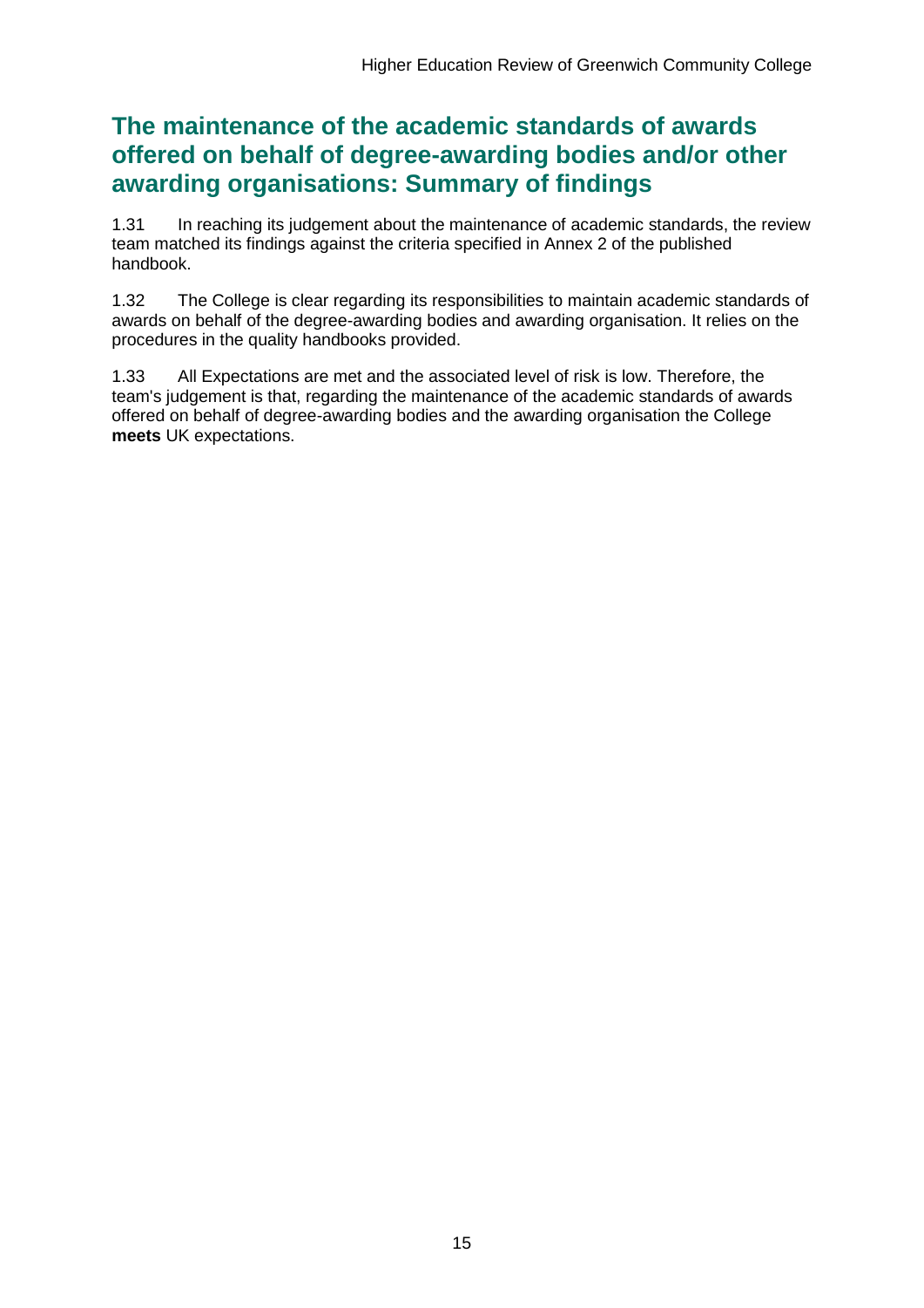## The maintenance of the academic standards of awards offered on behalf of degree-awarding bodies and/or other awarding organisations: Summary of findings

1.31 In reaching its judgement about the maintenance of academic standards, the review team matched its findings against the criteria specified in Annex 2 of the published handbook.

1.32 The College is clear regarding its responsibilities to maintain academic standards of awards on behalf of the degree-awarding bodies and awarding organisation. It relies on the procedures in the quality handbooks provided.

1.33 All Expectations are met and the associated level of risk is low. Therefore, the team's judgement is that, regarding the maintenance of the academic standards of awards offered on behalf of degree-awarding bodies and the awarding organisation the College **meets** UK expectations.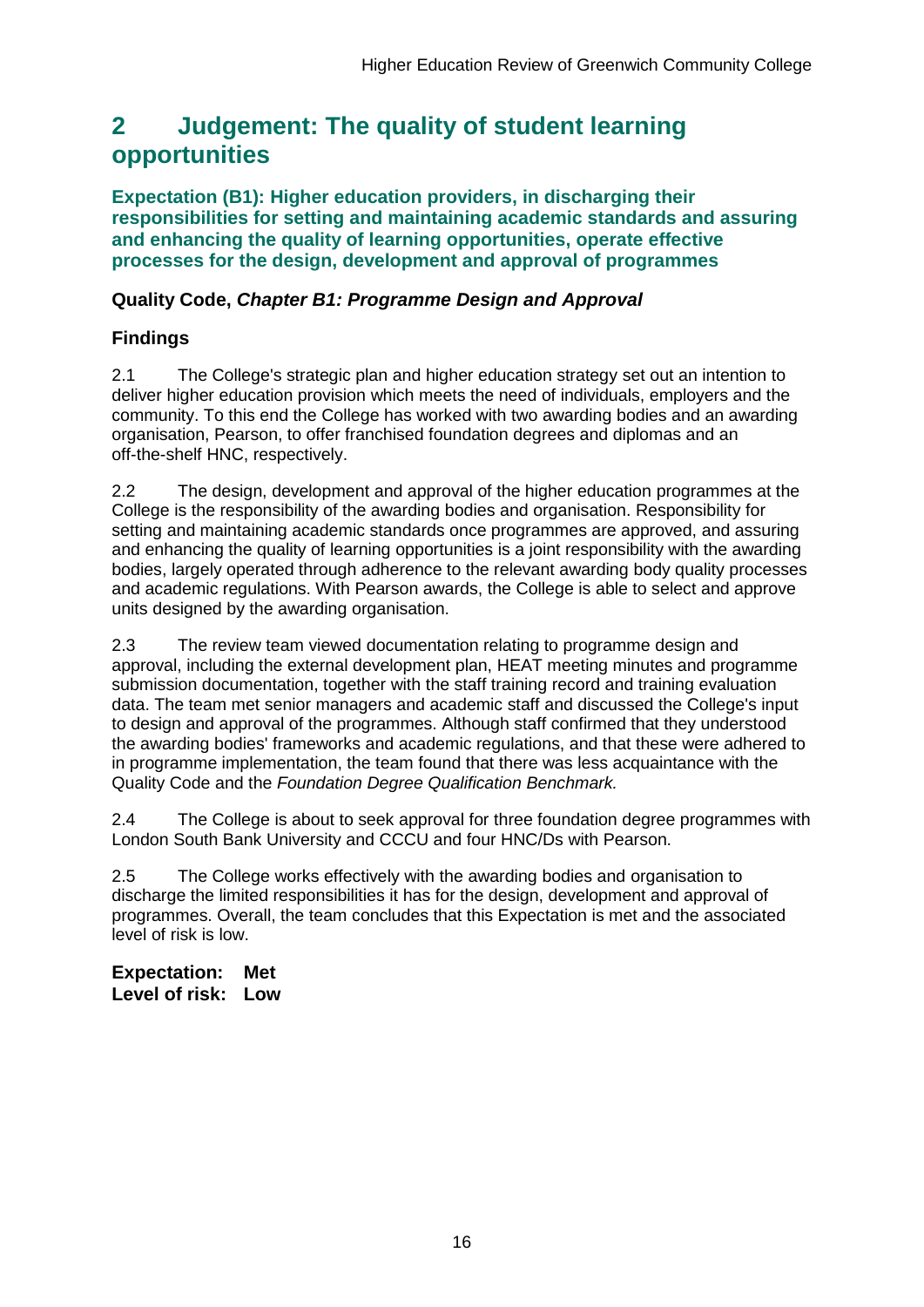## 2 Judgement: The quality of student learning opportunities

### Expectation (B1): Higher education providers, in discharging their responsibilities for setting and maintaining academic standards and assuring and enhancing the quality of learning opportunities, operate effective processes for the design, development and approval of programmes

#### Quality Code, *Chapter B1: Programme Design and Approval*

#### Findings

2.1 The College's strategic plan and higher education strategy set out an intention to deliver higher education provision which meets the need of individuals, employers and the community. To this end the College has worked with two awarding bodies and an awarding organisation, Pearson, to offer franchised foundation degrees and diplomas and an off-the-shelf HNC, respectively.

2.2 The design, development and approval of the higher education programmes at the College is the responsibility of the awarding bodies and organisation. Responsibility for setting and maintaining academic standards once programmes are approved, and assuring and enhancing the quality of learning opportunities is a joint responsibility with the awarding bodies, largely operated through adherence to the relevant awarding body quality processes and academic regulations. With Pearson awards, the College is able to select and approve units designed by the awarding organisation.

2.3 The review team viewed documentation relating to programme design and approval, including the external development plan, HEAT meeting minutes and programme submission documentation, together with the staff training record and training evaluation data. The team met senior managers and academic staff and discussed the College's input to design and approval of the programmes. Although staff confirmed that they understood the awarding bodies' frameworks and academic regulations, and that these were adhered to in programme implementation, the team found that there was less acquaintance with the Quality Code and the *Foundation Degree Qualification Benchmark.*

2.4 The College is about to seek approval for three foundation degree programmes with London South Bank University and CCCU and four HNC/Ds with Pearson.

2.5 The College works effectively with the awarding bodies and organisation to discharge the limited responsibilities it has for the design, development and approval of programmes. Overall, the team concludes that this Expectation is met and the associated level of risk is low.

**Expectation: Met**
**Level of risk: Low**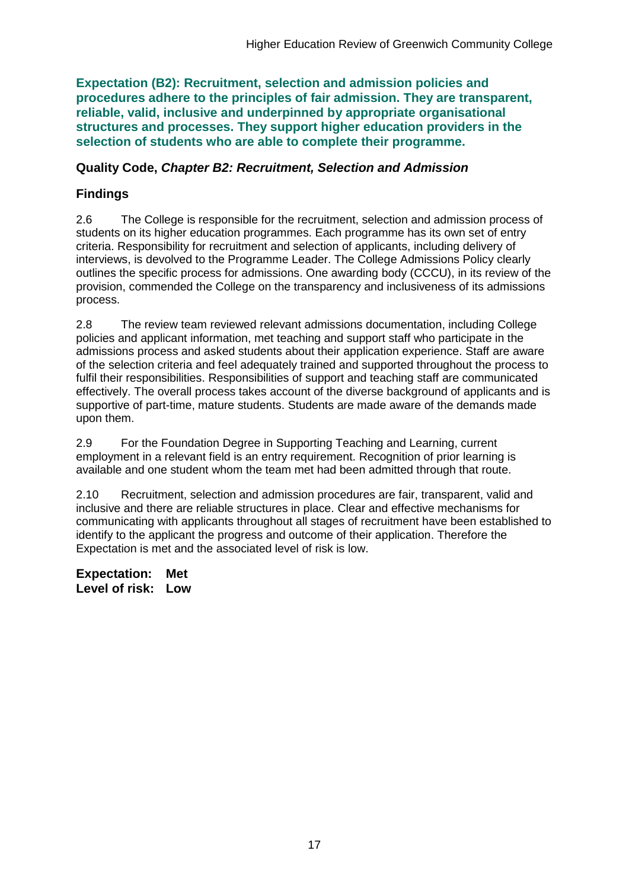**Expectation (B2): Recruitment, selection and admission policies and procedures adhere to the principles of fair admission. They are transparent, reliable, valid, inclusive and underpinned by appropriate organisational structures and processes. They support higher education providers in the selection of students who are able to complete their programme.**

### Quality Code, *Chapter B2: Recruitment, Selection and Admission*

### Findings

2.6 The College is responsible for the recruitment, selection and admission process of students on its higher education programmes. Each programme has its own set of entry criteria. Responsibility for recruitment and selection of applicants, including delivery of interviews, is devolved to the Programme Leader. The College Admissions Policy clearly outlines the specific process for admissions. One awarding body (CCCU), in its review of the provision, commended the College on the transparency and inclusiveness of its admissions process.

2.8 The review team reviewed relevant admissions documentation, including College policies and applicant information, met teaching and support staff who participate in the admissions process and asked students about their application experience. Staff are aware of the selection criteria and feel adequately trained and supported throughout the process to fulfil their responsibilities. Responsibilities of support and teaching staff are communicated effectively. The overall process takes account of the diverse background of applicants and is supportive of part-time, mature students. Students are made aware of the demands made upon them.

2.9 For the Foundation Degree in Supporting Teaching and Learning, current employment in a relevant field is an entry requirement. Recognition of prior learning is available and one student whom the team met had been admitted through that route.

2.10 Recruitment, selection and admission procedures are fair, transparent, valid and inclusive and there are reliable structures in place. Clear and effective mechanisms for communicating with applicants throughout all stages of recruitment have been established to identify to the applicant the progress and outcome of their application. Therefore the Expectation is met and the associated level of risk is low.

**Expectation: Met**
**Level of risk: Low**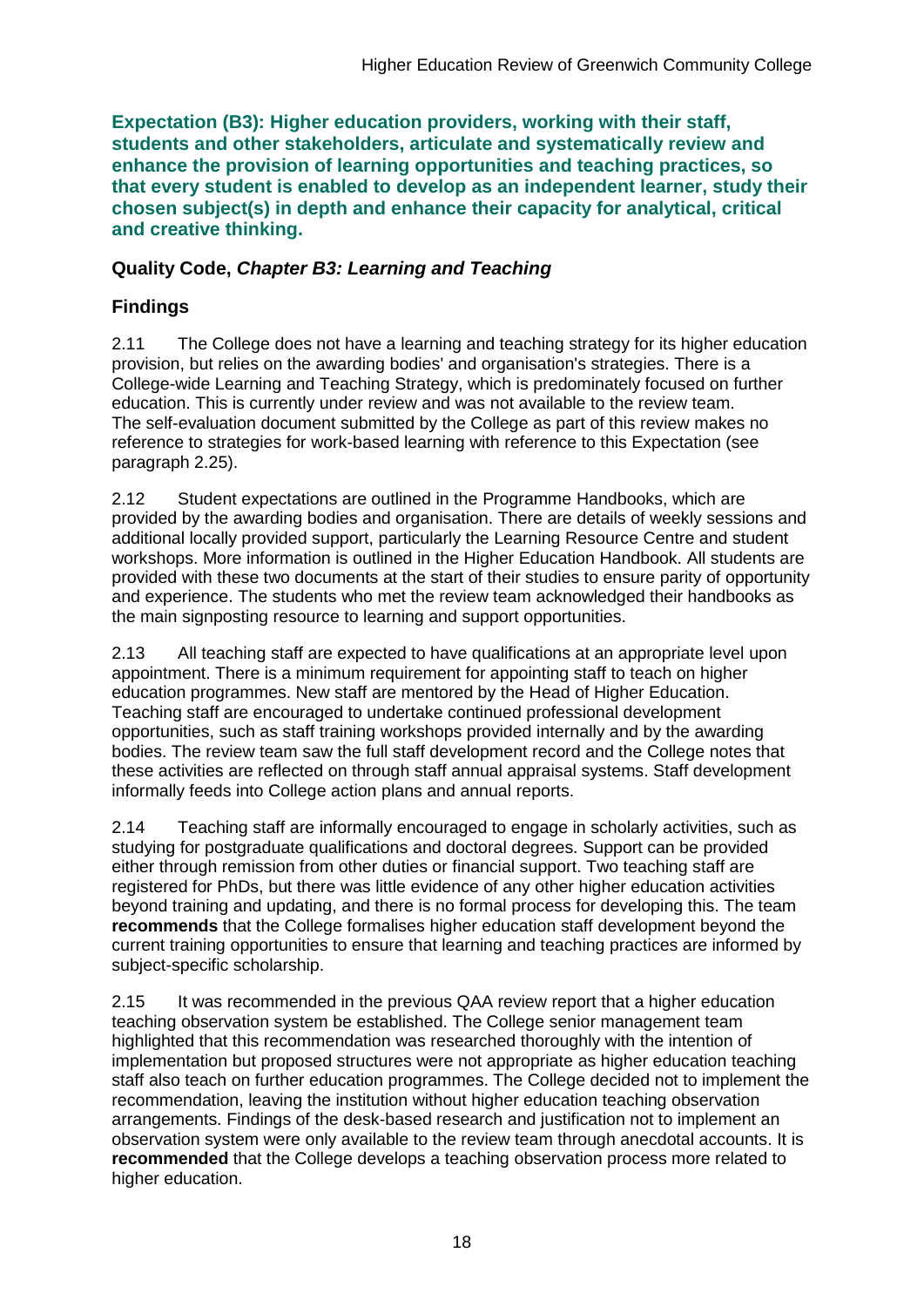**Expectation (B3): Higher education providers, working with their staff, students and other stakeholders, articulate and systematically review and enhance the provision of learning opportunities and teaching practices, so that every student is enabled to develop as an independent learner, study their chosen subject(s) in depth and enhance their capacity for analytical, critical and creative thinking.**

### Quality Code, *Chapter B3: Learning and Teaching*

### Findings

2.11 The College does not have a learning and teaching strategy for its higher education provision, but relies on the awarding bodies' and organisation's strategies. There is a College-wide Learning and Teaching Strategy, which is predominately focused on further education. This is currently under review and was not available to the review team. The self-evaluation document submitted by the College as part of this review makes no reference to strategies for work-based learning with reference to this Expectation (see paragraph 2.25).

2.12 Student expectations are outlined in the Programme Handbooks, which are provided by the awarding bodies and organisation. There are details of weekly sessions and additional locally provided support, particularly the Learning Resource Centre and student workshops. More information is outlined in the Higher Education Handbook. All students are provided with these two documents at the start of their studies to ensure parity of opportunity and experience. The students who met the review team acknowledged their handbooks as the main signposting resource to learning and support opportunities.

2.13 All teaching staff are expected to have qualifications at an appropriate level upon appointment. There is a minimum requirement for appointing staff to teach on higher education programmes. New staff are mentored by the Head of Higher Education. Teaching staff are encouraged to undertake continued professional development opportunities, such as staff training workshops provided internally and by the awarding bodies. The review team saw the full staff development record and the College notes that these activities are reflected on through staff annual appraisal systems. Staff development informally feeds into College action plans and annual reports.

2.14 Teaching staff are informally encouraged to engage in scholarly activities, such as studying for postgraduate qualifications and doctoral degrees. Support can be provided either through remission from other duties or financial support. Two teaching staff are registered for PhDs, but there was little evidence of any other higher education activities beyond training and updating, and there is no formal process for developing this. The team **recommends** that the College formalises higher education staff development beyond the current training opportunities to ensure that learning and teaching practices are informed by subject-specific scholarship.

2.15 It was recommended in the previous QAA review report that a higher education teaching observation system be established. The College senior management team highlighted that this recommendation was researched thoroughly with the intention of implementation but proposed structures were not appropriate as higher education teaching staff also teach on further education programmes. The College decided not to implement the recommendation, leaving the institution without higher education teaching observation arrangements. Findings of the desk-based research and justification not to implement an observation system were only available to the review team through anecdotal accounts. It is **recommended** that the College develops a teaching observation process more related to higher education.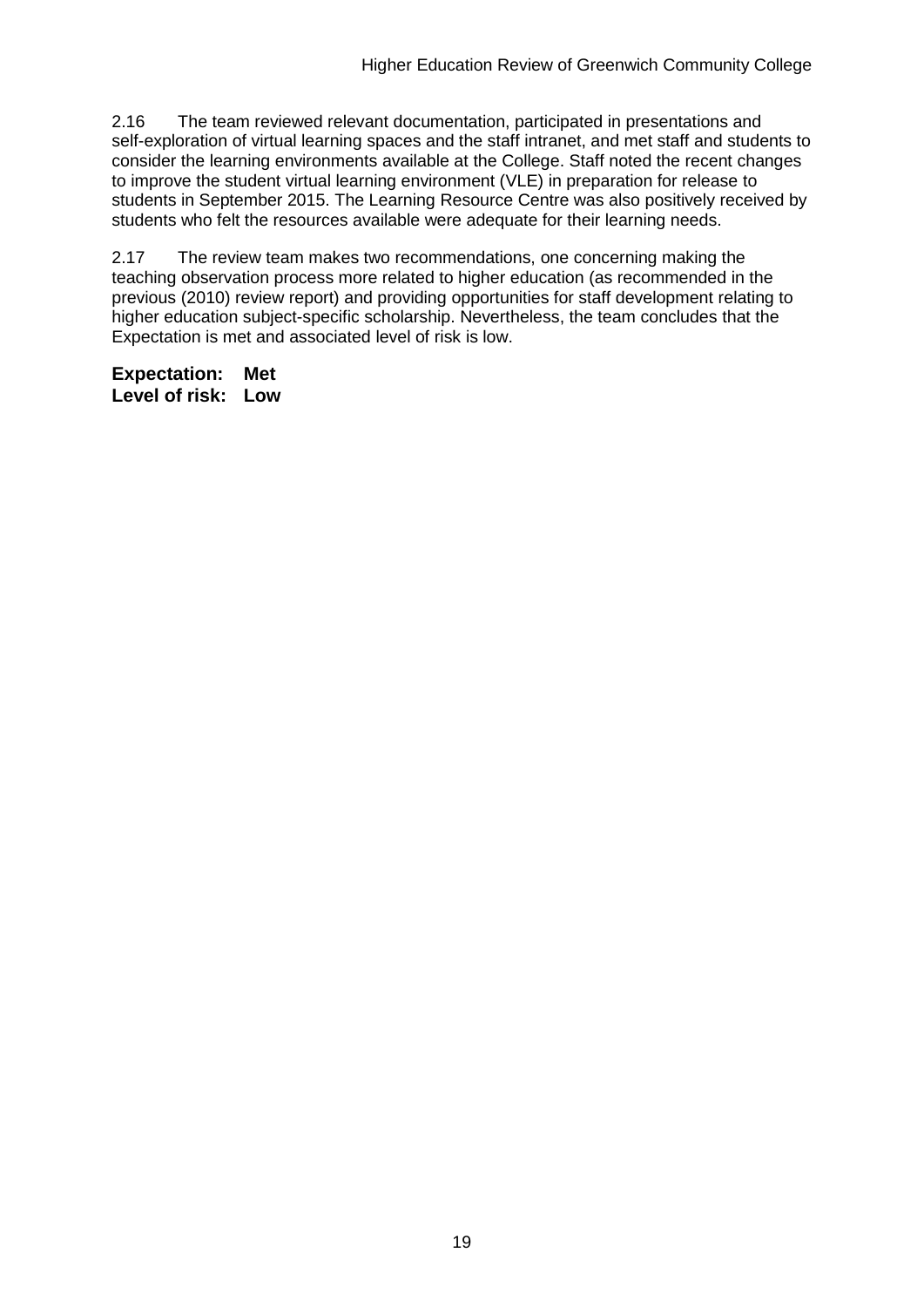2.16 The team reviewed relevant documentation, participated in presentations and self-exploration of virtual learning spaces and the staff intranet, and met staff and students to consider the learning environments available at the College. Staff noted the recent changes to improve the student virtual learning environment (VLE) in preparation for release to students in September 2015. The Learning Resource Centre was also positively received by students who felt the resources available were adequate for their learning needs.

2.17 The review team makes two recommendations, one concerning making the teaching observation process more related to higher education (as recommended in the previous (2010) review report) and providing opportunities for staff development relating to higher education subject-specific scholarship. Nevertheless, the team concludes that the Expectation is met and associated level of risk is low.

**Expectation: Met**
**Level of risk: Low**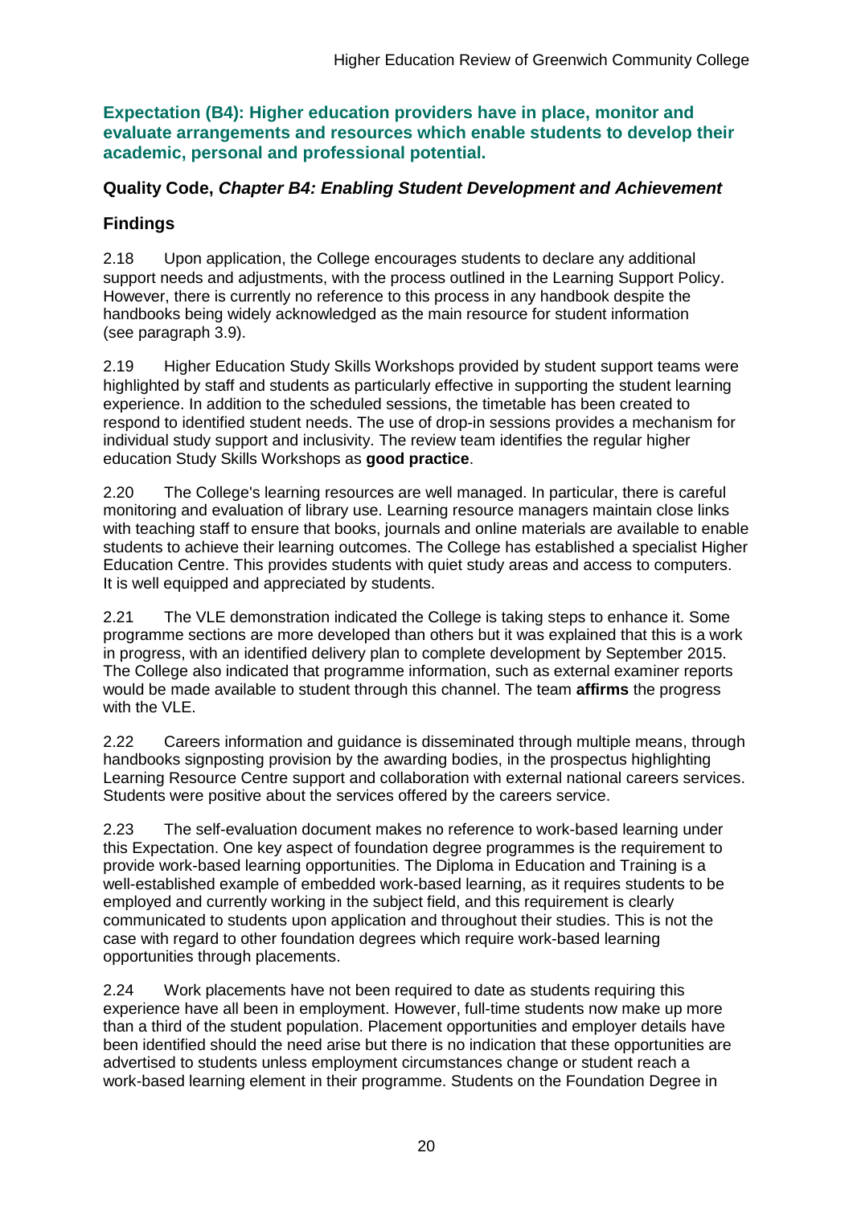**Expectation (B4): Higher education providers have in place, monitor and evaluate arrangements and resources which enable students to develop their academic, personal and professional potential.**

### Quality Code, *Chapter B4: Enabling Student Development and Achievement*

### Findings

2.18 Upon application, the College encourages students to declare any additional support needs and adjustments, with the process outlined in the Learning Support Policy. However, there is currently no reference to this process in any handbook despite the handbooks being widely acknowledged as the main resource for student information (see paragraph 3.9).

2.19 Higher Education Study Skills Workshops provided by student support teams were highlighted by staff and students as particularly effective in supporting the student learning experience. In addition to the scheduled sessions, the timetable has been created to respond to identified student needs. The use of drop-in sessions provides a mechanism for individual study support and inclusivity. The review team identifies the regular higher education Study Skills Workshops as **good practice**.

2.20 The College's learning resources are well managed. In particular, there is careful monitoring and evaluation of library use. Learning resource managers maintain close links with teaching staff to ensure that books, journals and online materials are available to enable students to achieve their learning outcomes. The College has established a specialist Higher Education Centre. This provides students with quiet study areas and access to computers. It is well equipped and appreciated by students.

2.21 The VLE demonstration indicated the College is taking steps to enhance it. Some programme sections are more developed than others but it was explained that this is a work in progress, with an identified delivery plan to complete development by September 2015. The College also indicated that programme information, such as external examiner reports would be made available to student through this channel. The team **affirms** the progress with the VLE.

2.22 Careers information and guidance is disseminated through multiple means, through handbooks signposting provision by the awarding bodies, in the prospectus highlighting Learning Resource Centre support and collaboration with external national careers services. Students were positive about the services offered by the careers service.

2.23 The self-evaluation document makes no reference to work-based learning under this Expectation. One key aspect of foundation degree programmes is the requirement to provide work-based learning opportunities. The Diploma in Education and Training is a well-established example of embedded work-based learning, as it requires students to be employed and currently working in the subject field, and this requirement is clearly communicated to students upon application and throughout their studies. This is not the case with regard to other foundation degrees which require work-based learning opportunities through placements.

2.24 Work placements have not been required to date as students requiring this experience have all been in employment. However, full-time students now make up more than a third of the student population. Placement opportunities and employer details have been identified should the need arise but there is no indication that these opportunities are advertised to students unless employment circumstances change or student reach a work-based learning element in their programme. Students on the Foundation Degree in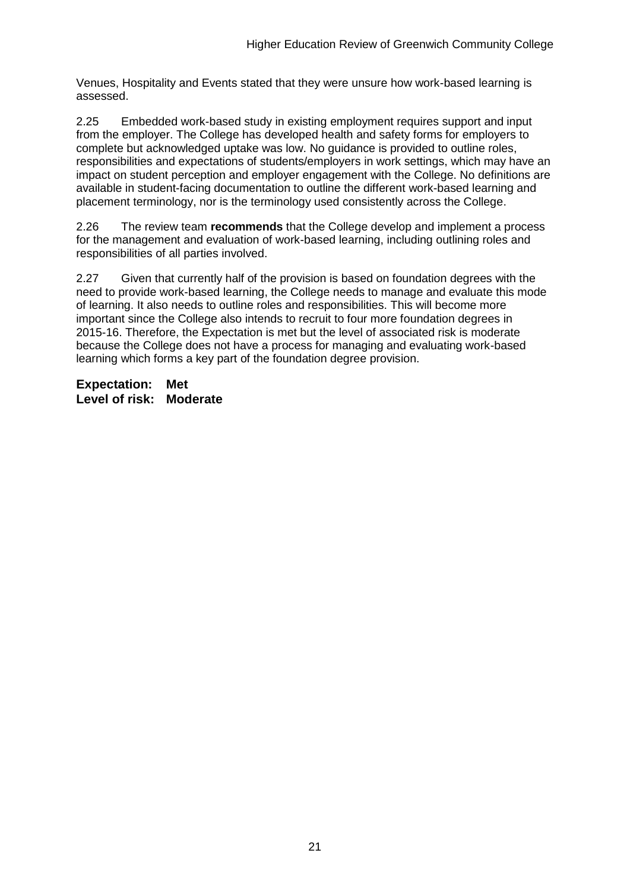Venues, Hospitality and Events stated that they were unsure how work-based learning is assessed.

2.25 Embedded work-based study in existing employment requires support and input from the employer. The College has developed health and safety forms for employers to complete but acknowledged uptake was low. No guidance is provided to outline roles, responsibilities and expectations of students/employers in work settings, which may have an impact on student perception and employer engagement with the College. No definitions are available in student-facing documentation to outline the different work-based learning and placement terminology, nor is the terminology used consistently across the College.

2.26 The review team **recommends** that the College develop and implement a process for the management and evaluation of work-based learning, including outlining roles and responsibilities of all parties involved.

2.27 Given that currently half of the provision is based on foundation degrees with the need to provide work-based learning, the College needs to manage and evaluate this mode of learning. It also needs to outline roles and responsibilities. This will become more important since the College also intends to recruit to four more foundation degrees in 2015-16. Therefore, the Expectation is met but the level of associated risk is moderate because the College does not have a process for managing and evaluating work-based learning which forms a key part of the foundation degree provision.

**Expectation: Met**
**Level of risk: Moderate**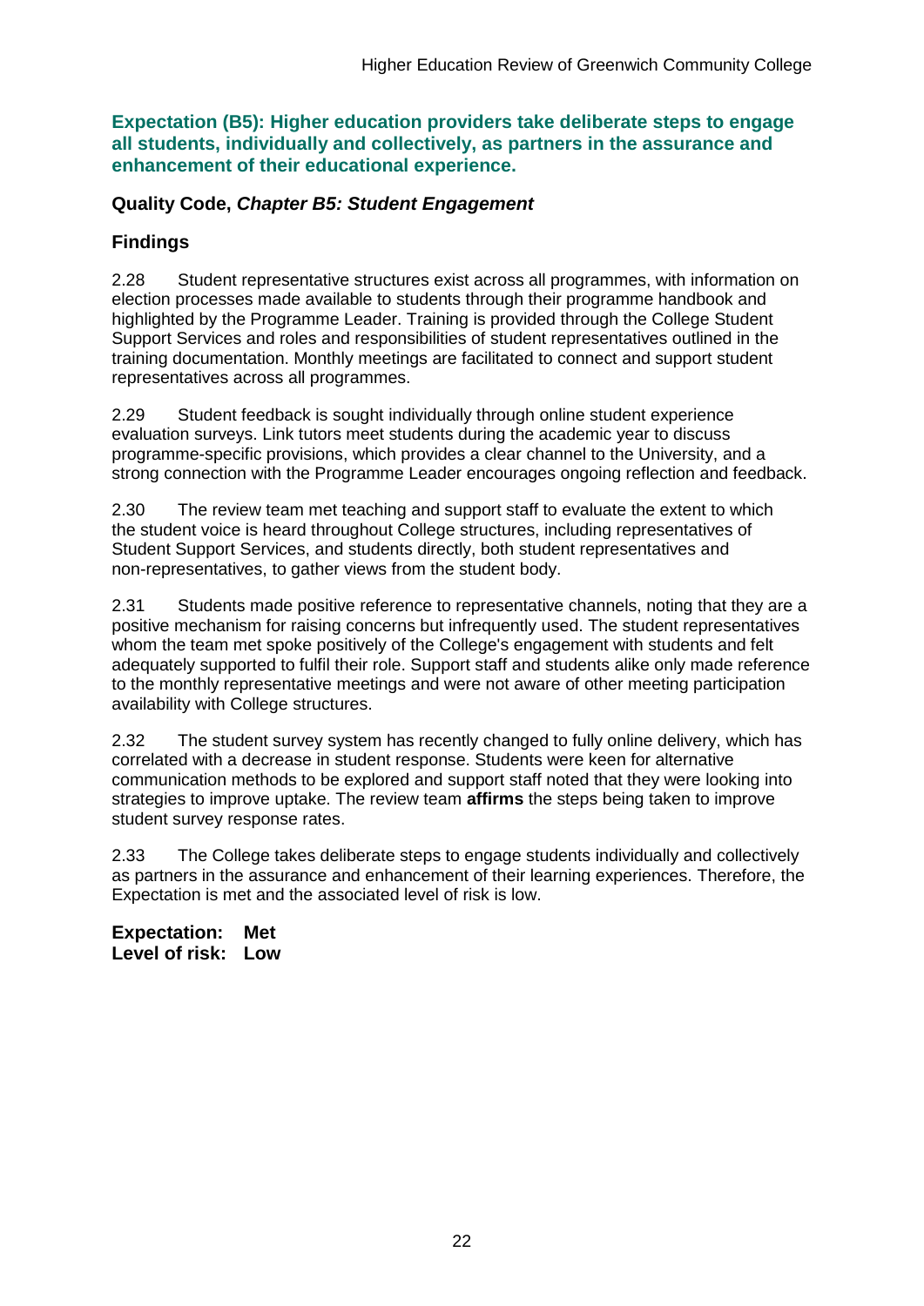**Expectation (B5): Higher education providers take deliberate steps to engage all students, individually and collectively, as partners in the assurance and enhancement of their educational experience.**

**Quality Code, *Chapter B5: Student Engagement***

## Findings

2.28 Student representative structures exist across all programmes, with information on election processes made available to students through their programme handbook and highlighted by the Programme Leader. Training is provided through the College Student Support Services and roles and responsibilities of student representatives outlined in the training documentation. Monthly meetings are facilitated to connect and support student representatives across all programmes.

2.29 Student feedback is sought individually through online student experience evaluation surveys. Link tutors meet students during the academic year to discuss programme-specific provisions, which provides a clear channel to the University, and a strong connection with the Programme Leader encourages ongoing reflection and feedback.

2.30 The review team met teaching and support staff to evaluate the extent to which the student voice is heard throughout College structures, including representatives of Student Support Services, and students directly, both student representatives and non-representatives, to gather views from the student body.

2.31 Students made positive reference to representative channels, noting that they are a positive mechanism for raising concerns but infrequently used. The student representatives whom the team met spoke positively of the College's engagement with students and felt adequately supported to fulfil their role. Support staff and students alike only made reference to the monthly representative meetings and were not aware of other meeting participation availability with College structures.

2.32 The student survey system has recently changed to fully online delivery, which has correlated with a decrease in student response. Students were keen for alternative communication methods to be explored and support staff noted that they were looking into strategies to improve uptake. The review team **affirms** the steps being taken to improve student survey response rates.

2.33 The College takes deliberate steps to engage students individually and collectively as partners in the assurance and enhancement of their learning experiences. Therefore, the Expectation is met and the associated level of risk is low.

**Expectation: Met**
**Level of risk: Low**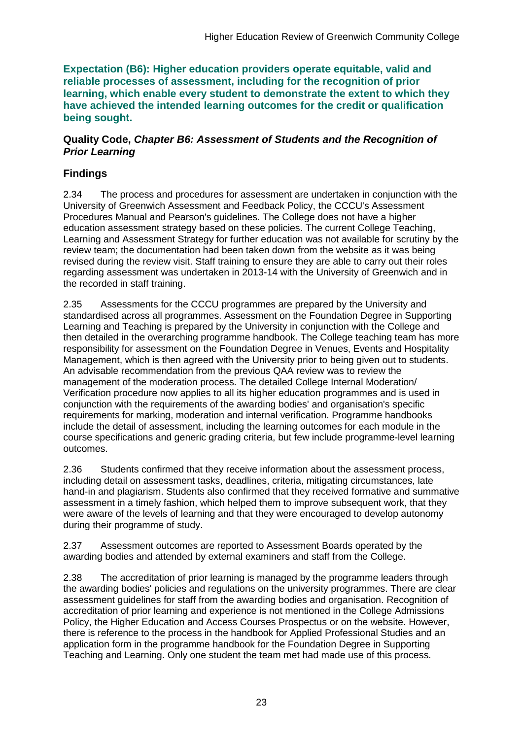**Expectation (B6): Higher education providers operate equitable, valid and reliable processes of assessment, including for the recognition of prior learning, which enable every student to demonstrate the extent to which they have achieved the intended learning outcomes for the credit or qualification being sought.**

**Quality Code, *Chapter B6: Assessment of Students and the Recognition of Prior Learning***

## Findings

2.34 The process and procedures for assessment are undertaken in conjunction with the University of Greenwich Assessment and Feedback Policy, the CCCU's Assessment Procedures Manual and Pearson's guidelines. The College does not have a higher education assessment strategy based on these policies. The current College Teaching, Learning and Assessment Strategy for further education was not available for scrutiny by the review team; the documentation had been taken down from the website as it was being revised during the review visit. Staff training to ensure they are able to carry out their roles regarding assessment was undertaken in 2013-14 with the University of Greenwich and in the recorded in staff training.

2.35 Assessments for the CCCU programmes are prepared by the University and standardised across all programmes. Assessment on the Foundation Degree in Supporting Learning and Teaching is prepared by the University in conjunction with the College and then detailed in the overarching programme handbook. The College teaching team has more responsibility for assessment on the Foundation Degree in Venues, Events and Hospitality Management, which is then agreed with the University prior to being given out to students. An advisable recommendation from the previous QAA review was to review the management of the moderation process. The detailed College Internal Moderation/ Verification procedure now applies to all its higher education programmes and is used in conjunction with the requirements of the awarding bodies' and organisation's specific requirements for marking, moderation and internal verification. Programme handbooks include the detail of assessment, including the learning outcomes for each module in the course specifications and generic grading criteria, but few include programme-level learning outcomes.

2.36 Students confirmed that they receive information about the assessment process, including detail on assessment tasks, deadlines, criteria, mitigating circumstances, late hand-in and plagiarism. Students also confirmed that they received formative and summative assessment in a timely fashion, which helped them to improve subsequent work, that they were aware of the levels of learning and that they were encouraged to develop autonomy during their programme of study.

2.37 Assessment outcomes are reported to Assessment Boards operated by the awarding bodies and attended by external examiners and staff from the College.

2.38 The accreditation of prior learning is managed by the programme leaders through the awarding bodies' policies and regulations on the university programmes. There are clear assessment guidelines for staff from the awarding bodies and organisation. Recognition of accreditation of prior learning and experience is not mentioned in the College Admissions Policy, the Higher Education and Access Courses Prospectus or on the website. However, there is reference to the process in the handbook for Applied Professional Studies and an application form in the programme handbook for the Foundation Degree in Supporting Teaching and Learning. Only one student the team met had made use of this process.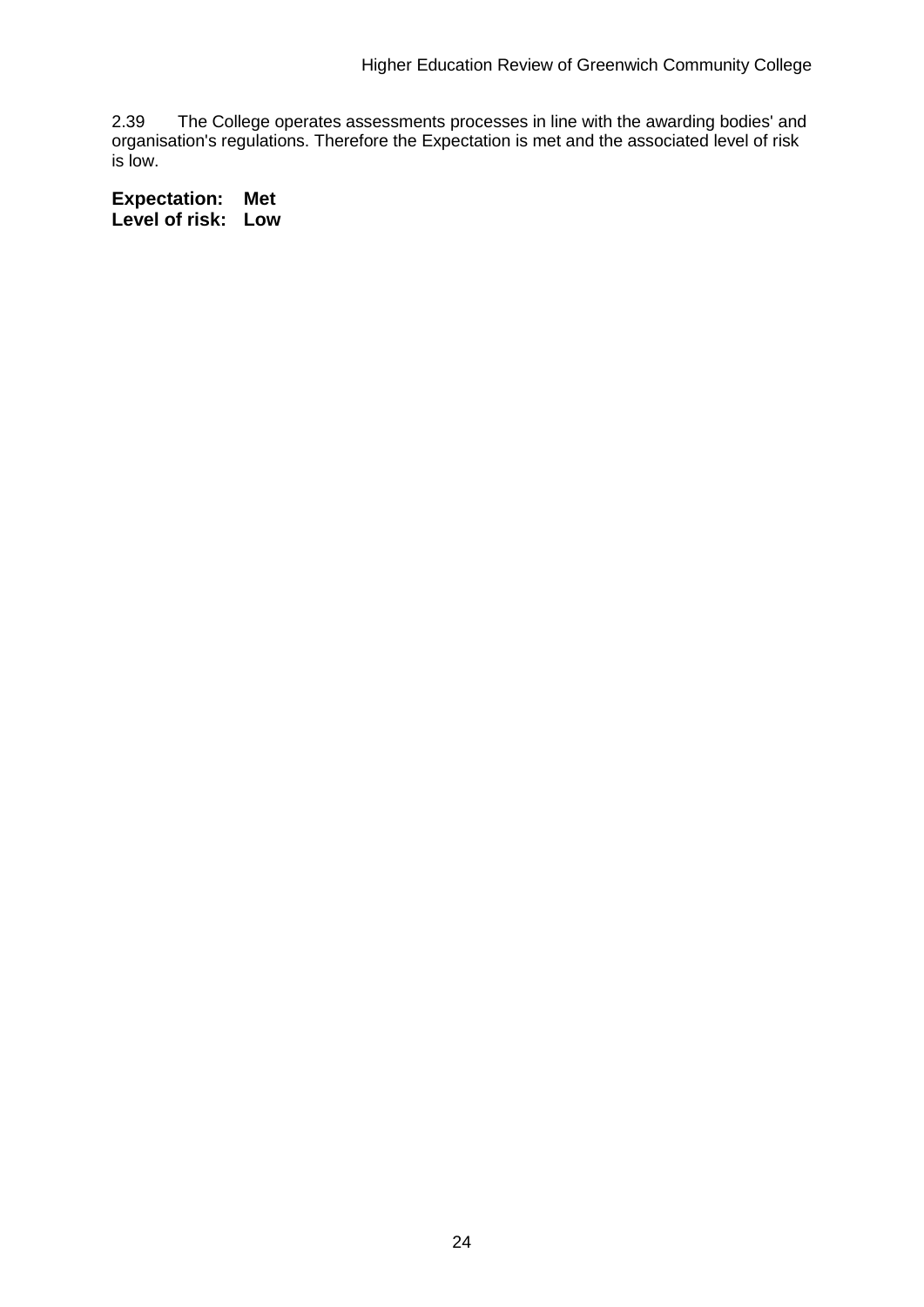2.39 The College operates assessments processes in line with the awarding bodies' and organisation's regulations. Therefore the Expectation is met and the associated level of risk is low.

**Expectation: Met**
**Level of risk: Low**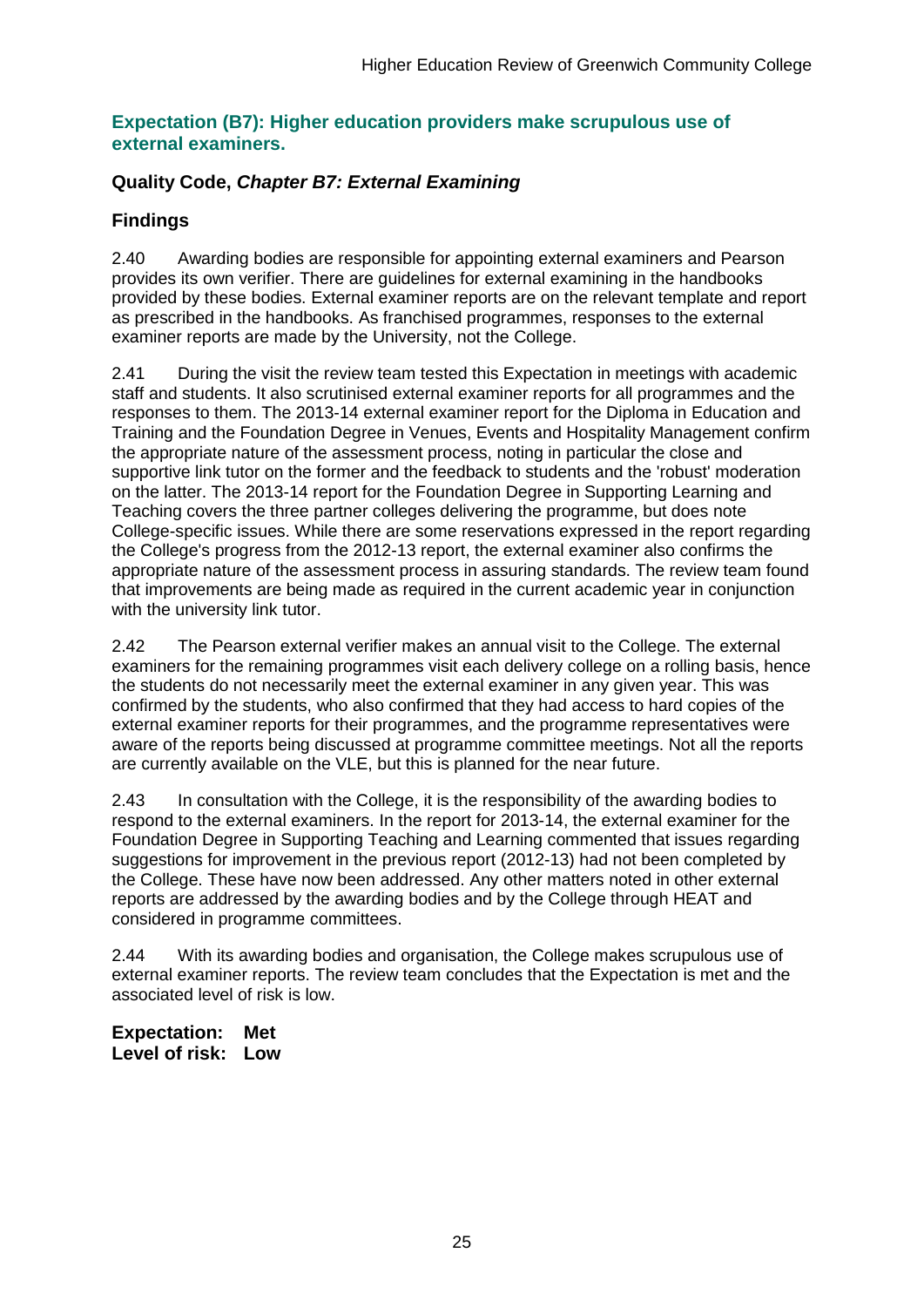### Expectation (B7): Higher education providers make scrupulous use of external examiners.

#### Quality Code, *Chapter B7: External Examining*

#### Findings

2.40 Awarding bodies are responsible for appointing external examiners and Pearson provides its own verifier. There are guidelines for external examining in the handbooks provided by these bodies. External examiner reports are on the relevant template and report as prescribed in the handbooks. As franchised programmes, responses to the external examiner reports are made by the University, not the College.

2.41 During the visit the review team tested this Expectation in meetings with academic staff and students. It also scrutinised external examiner reports for all programmes and the responses to them. The 2013-14 external examiner report for the Diploma in Education and Training and the Foundation Degree in Venues, Events and Hospitality Management confirm the appropriate nature of the assessment process, noting in particular the close and supportive link tutor on the former and the feedback to students and the 'robust' moderation on the latter. The 2013-14 report for the Foundation Degree in Supporting Learning and Teaching covers the three partner colleges delivering the programme, but does note College-specific issues. While there are some reservations expressed in the report regarding the College's progress from the 2012-13 report, the external examiner also confirms the appropriate nature of the assessment process in assuring standards. The review team found that improvements are being made as required in the current academic year in conjunction with the university link tutor.

2.42 The Pearson external verifier makes an annual visit to the College. The external examiners for the remaining programmes visit each delivery college on a rolling basis, hence the students do not necessarily meet the external examiner in any given year. This was confirmed by the students, who also confirmed that they had access to hard copies of the external examiner reports for their programmes, and the programme representatives were aware of the reports being discussed at programme committee meetings. Not all the reports are currently available on the VLE, but this is planned for the near future.

2.43 In consultation with the College, it is the responsibility of the awarding bodies to respond to the external examiners. In the report for 2013-14, the external examiner for the Foundation Degree in Supporting Teaching and Learning commented that issues regarding suggestions for improvement in the previous report (2012-13) had not been completed by the College. These have now been addressed. Any other matters noted in other external reports are addressed by the awarding bodies and by the College through HEAT and considered in programme committees.

2.44 With its awarding bodies and organisation, the College makes scrupulous use of external examiner reports. The review team concludes that the Expectation is met and the associated level of risk is low.

**Expectation: Met**
**Level of risk: Low**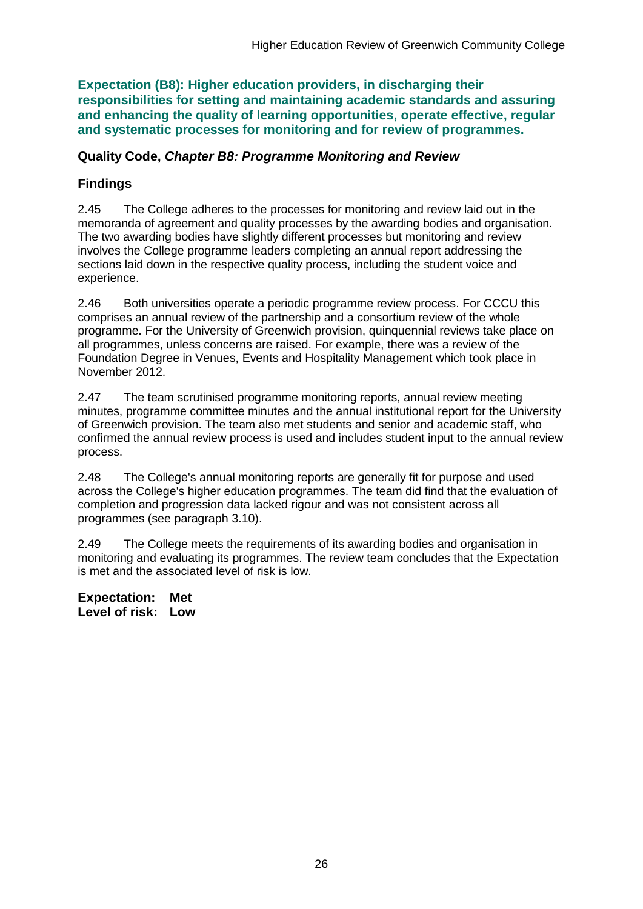**Expectation (B8): Higher education providers, in discharging their responsibilities for setting and maintaining academic standards and assuring and enhancing the quality of learning opportunities, operate effective, regular and systematic processes for monitoring and for review of programmes.**

### Quality Code, *Chapter B8: Programme Monitoring and Review*

### Findings

2.45 The College adheres to the processes for monitoring and review laid out in the memoranda of agreement and quality processes by the awarding bodies and organisation. The two awarding bodies have slightly different processes but monitoring and review involves the College programme leaders completing an annual report addressing the sections laid down in the respective quality process, including the student voice and experience.

2.46 Both universities operate a periodic programme review process. For CCCU this comprises an annual review of the partnership and a consortium review of the whole programme. For the University of Greenwich provision, quinquennial reviews take place on all programmes, unless concerns are raised. For example, there was a review of the Foundation Degree in Venues, Events and Hospitality Management which took place in November 2012.

2.47 The team scrutinised programme monitoring reports, annual review meeting minutes, programme committee minutes and the annual institutional report for the University of Greenwich provision. The team also met students and senior and academic staff, who confirmed the annual review process is used and includes student input to the annual review process.

2.48 The College's annual monitoring reports are generally fit for purpose and used across the College's higher education programmes. The team did find that the evaluation of completion and progression data lacked rigour and was not consistent across all programmes (see paragraph 3.10).

2.49 The College meets the requirements of its awarding bodies and organisation in monitoring and evaluating its programmes. The review team concludes that the Expectation is met and the associated level of risk is low.

**Expectation: Met**
**Level of risk: Low**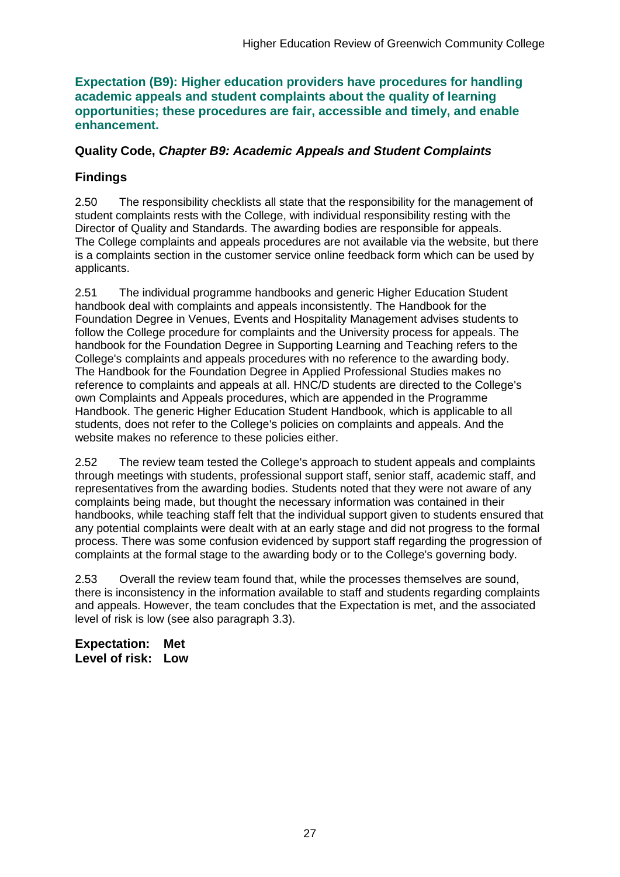**Expectation (B9): Higher education providers have procedures for handling academic appeals and student complaints about the quality of learning opportunities; these procedures are fair, accessible and timely, and enable enhancement.**

**Quality Code, *Chapter B9: Academic Appeals and Student Complaints***

**Findings**

2.50 The responsibility checklists all state that the responsibility for the management of student complaints rests with the College, with individual responsibility resting with the Director of Quality and Standards. The awarding bodies are responsible for appeals. The College complaints and appeals procedures are not available via the website, but there is a complaints section in the customer service online feedback form which can be used by applicants.

2.51 The individual programme handbooks and generic Higher Education Student handbook deal with complaints and appeals inconsistently. The Handbook for the Foundation Degree in Venues, Events and Hospitality Management advises students to follow the College procedure for complaints and the University process for appeals. The handbook for the Foundation Degree in Supporting Learning and Teaching refers to the College's complaints and appeals procedures with no reference to the awarding body. The Handbook for the Foundation Degree in Applied Professional Studies makes no reference to complaints and appeals at all. HNC/D students are directed to the College's own Complaints and Appeals procedures, which are appended in the Programme Handbook. The generic Higher Education Student Handbook, which is applicable to all students, does not refer to the College's policies on complaints and appeals. And the website makes no reference to these policies either.

2.52 The review team tested the College's approach to student appeals and complaints through meetings with students, professional support staff, senior staff, academic staff, and representatives from the awarding bodies. Students noted that they were not aware of any complaints being made, but thought the necessary information was contained in their handbooks, while teaching staff felt that the individual support given to students ensured that any potential complaints were dealt with at an early stage and did not progress to the formal process. There was some confusion evidenced by support staff regarding the progression of complaints at the formal stage to the awarding body or to the College's governing body.

2.53 Overall the review team found that, while the processes themselves are sound, there is inconsistency in the information available to staff and students regarding complaints and appeals. However, the team concludes that the Expectation is met, and the associated level of risk is low (see also paragraph 3.3).

**Expectation: Met**
**Level of risk: Low**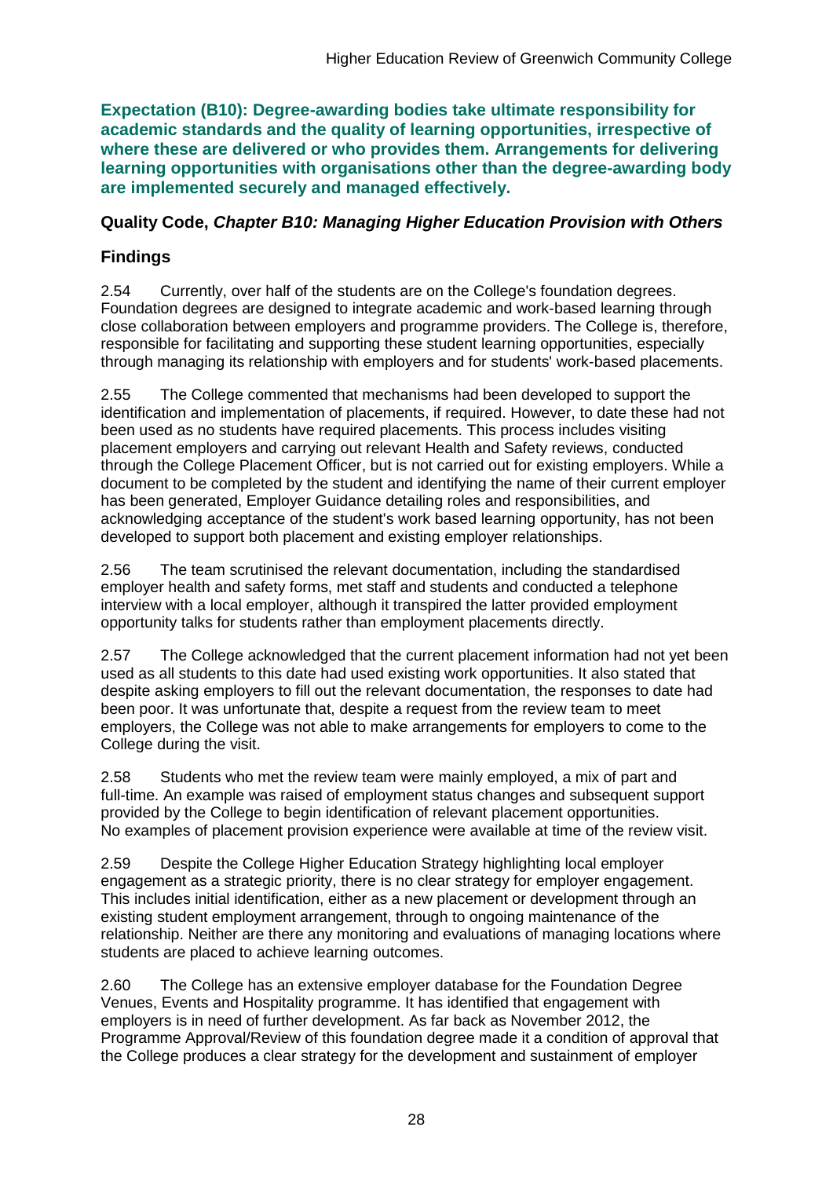**Expectation (B10): Degree-awarding bodies take ultimate responsibility for academic standards and the quality of learning opportunities, irrespective of where these are delivered or who provides them. Arrangements for delivering learning opportunities with organisations other than the degree-awarding body are implemented securely and managed effectively.**

### Quality Code, *Chapter B10: Managing Higher Education Provision with Others*

### Findings

2.54 Currently, over half of the students are on the College's foundation degrees. Foundation degrees are designed to integrate academic and work-based learning through close collaboration between employers and programme providers. The College is, therefore, responsible for facilitating and supporting these student learning opportunities, especially through managing its relationship with employers and for students' work-based placements.

2.55 The College commented that mechanisms had been developed to support the identification and implementation of placements, if required. However, to date these had not been used as no students have required placements. This process includes visiting placement employers and carrying out relevant Health and Safety reviews, conducted through the College Placement Officer, but is not carried out for existing employers. While a document to be completed by the student and identifying the name of their current employer has been generated, Employer Guidance detailing roles and responsibilities, and acknowledging acceptance of the student's work based learning opportunity, has not been developed to support both placement and existing employer relationships.

2.56 The team scrutinised the relevant documentation, including the standardised employer health and safety forms, met staff and students and conducted a telephone interview with a local employer, although it transpired the latter provided employment opportunity talks for students rather than employment placements directly.

2.57 The College acknowledged that the current placement information had not yet been used as all students to this date had used existing work opportunities. It also stated that despite asking employers to fill out the relevant documentation, the responses to date had been poor. It was unfortunate that, despite a request from the review team to meet employers, the College was not able to make arrangements for employers to come to the College during the visit.

2.58 Students who met the review team were mainly employed, a mix of part and full-time. An example was raised of employment status changes and subsequent support provided by the College to begin identification of relevant placement opportunities. No examples of placement provision experience were available at time of the review visit.

2.59 Despite the College Higher Education Strategy highlighting local employer engagement as a strategic priority, there is no clear strategy for employer engagement. This includes initial identification, either as a new placement or development through an existing student employment arrangement, through to ongoing maintenance of the relationship. Neither are there any monitoring and evaluations of managing locations where students are placed to achieve learning outcomes.

2.60 The College has an extensive employer database for the Foundation Degree Venues, Events and Hospitality programme. It has identified that engagement with employers is in need of further development. As far back as November 2012, the Programme Approval/Review of this foundation degree made it a condition of approval that the College produces a clear strategy for the development and sustainment of employer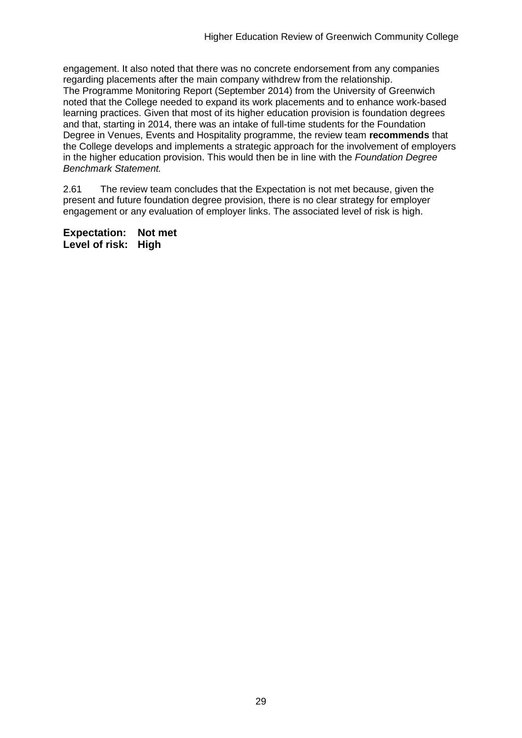engagement. It also noted that there was no concrete endorsement from any companies regarding placements after the main company withdrew from the relationship. The Programme Monitoring Report (September 2014) from the University of Greenwich noted that the College needed to expand its work placements and to enhance work-based learning practices. Given that most of its higher education provision is foundation degrees and that, starting in 2014, there was an intake of full-time students for the Foundation Degree in Venues, Events and Hospitality programme, the review team **recommends** that the College develops and implements a strategic approach for the involvement of employers in the higher education provision. This would then be in line with the *Foundation Degree Benchmark Statement.*

2.61 The review team concludes that the Expectation is not met because, given the present and future foundation degree provision, there is no clear strategy for employer engagement or any evaluation of employer links. The associated level of risk is high.

**Expectation: Not met**
**Level of risk: High**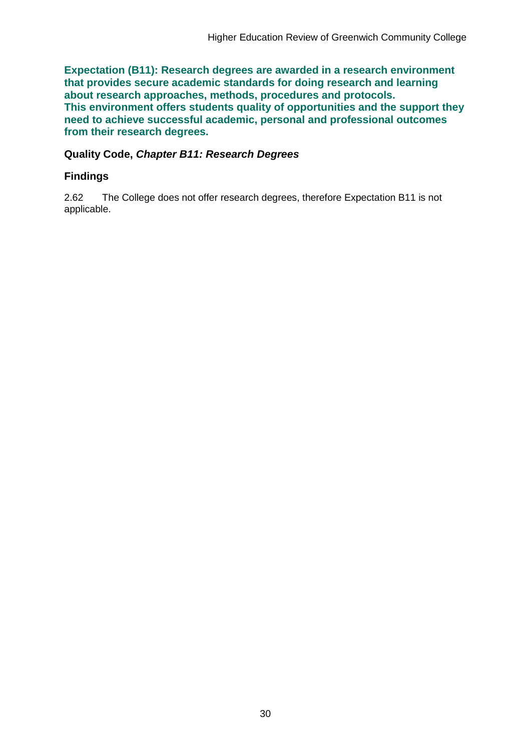**Expectation (B11): Research degrees are awarded in a research environment that provides secure academic standards for doing research and learning about research approaches, methods, procedures and protocols. This environment offers students quality of opportunities and the support they need to achieve successful academic, personal and professional outcomes from their research degrees.**

### Quality Code, *Chapter B11: Research Degrees*

### Findings

2.62 The College does not offer research degrees, therefore Expectation B11 is not applicable.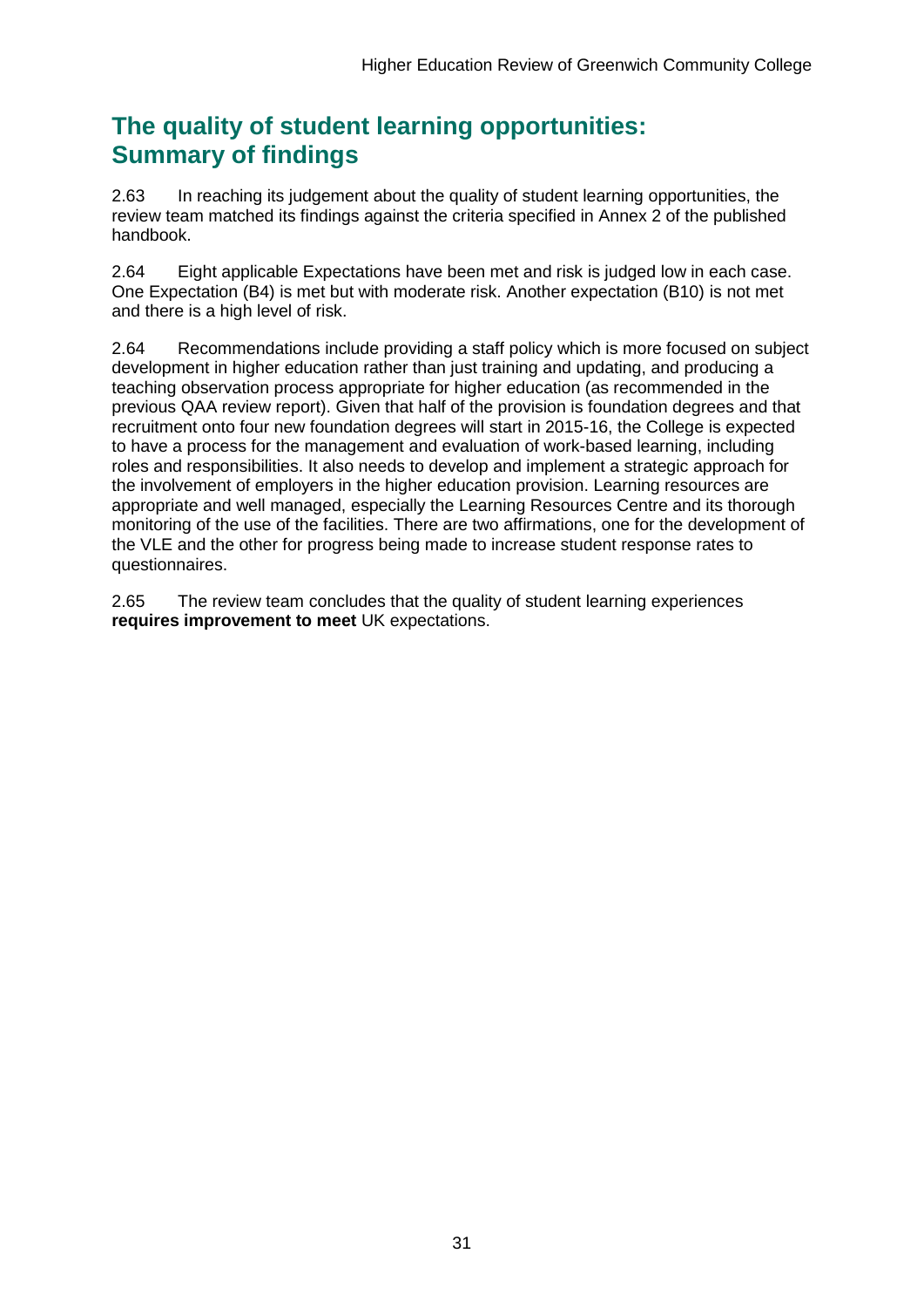## The quality of student learning opportunities: Summary of findings

2.63 In reaching its judgement about the quality of student learning opportunities, the review team matched its findings against the criteria specified in Annex 2 of the published handbook.

2.64 Eight applicable Expectations have been met and risk is judged low in each case. One Expectation (B4) is met but with moderate risk. Another expectation (B10) is not met and there is a high level of risk.

2.64 Recommendations include providing a staff policy which is more focused on subject development in higher education rather than just training and updating, and producing a teaching observation process appropriate for higher education (as recommended in the previous QAA review report). Given that half of the provision is foundation degrees and that recruitment onto four new foundation degrees will start in 2015-16, the College is expected to have a process for the management and evaluation of work-based learning, including roles and responsibilities. It also needs to develop and implement a strategic approach for the involvement of employers in the higher education provision. Learning resources are appropriate and well managed, especially the Learning Resources Centre and its thorough monitoring of the use of the facilities. There are two affirmations, one for the development of the VLE and the other for progress being made to increase student response rates to questionnaires.

2.65 The review team concludes that the quality of student learning experiences **requires improvement to meet** UK expectations.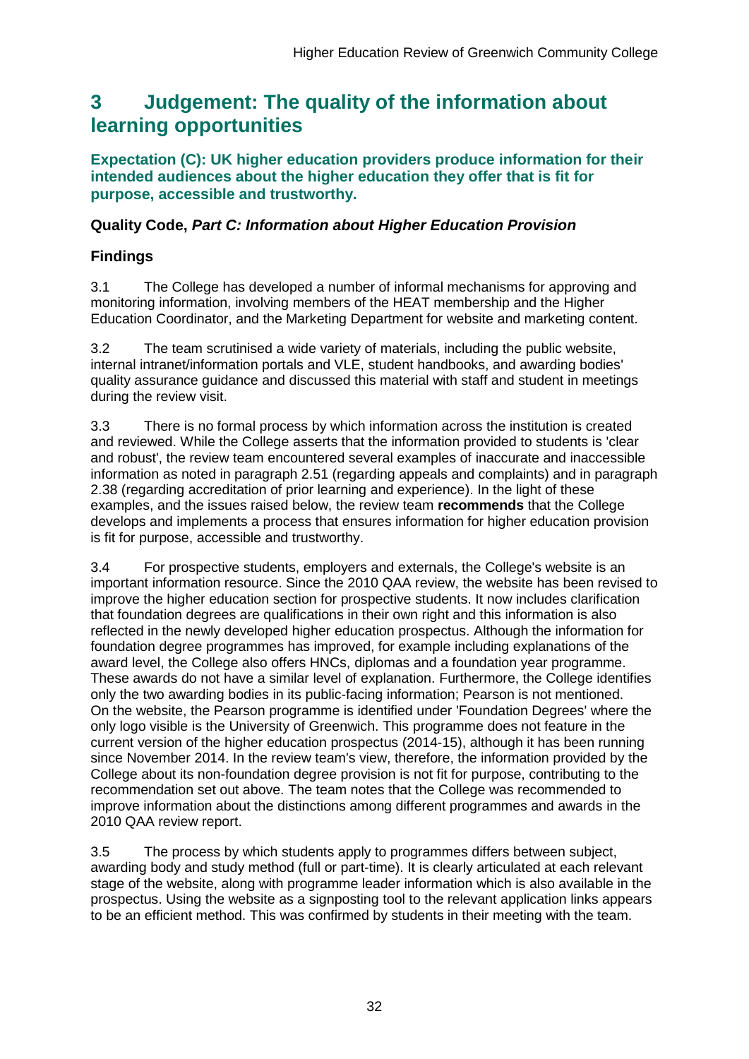# 3 Judgement: The quality of the information about learning opportunities

**Expectation (C): UK higher education providers produce information for their intended audiences about the higher education they offer that is fit for purpose, accessible and trustworthy.**

### Quality Code, *Part C: Information about Higher Education Provision*

### Findings

3.1 The College has developed a number of informal mechanisms for approving and monitoring information, involving members of the HEAT membership and the Higher Education Coordinator, and the Marketing Department for website and marketing content.

3.2 The team scrutinised a wide variety of materials, including the public website, internal intranet/information portals and VLE, student handbooks, and awarding bodies' quality assurance guidance and discussed this material with staff and student in meetings during the review visit.

3.3 There is no formal process by which information across the institution is created and reviewed. While the College asserts that the information provided to students is 'clear and robust', the review team encountered several examples of inaccurate and inaccessible information as noted in paragraph 2.51 (regarding appeals and complaints) and in paragraph 2.38 (regarding accreditation of prior learning and experience). In the light of these examples, and the issues raised below, the review team **recommends** that the College develops and implements a process that ensures information for higher education provision is fit for purpose, accessible and trustworthy.

3.4 For prospective students, employers and externals, the College's website is an important information resource. Since the 2010 QAA review, the website has been revised to improve the higher education section for prospective students. It now includes clarification that foundation degrees are qualifications in their own right and this information is also reflected in the newly developed higher education prospectus. Although the information for foundation degree programmes has improved, for example including explanations of the award level, the College also offers HNCs, diplomas and a foundation year programme. These awards do not have a similar level of explanation. Furthermore, the College identifies only the two awarding bodies in its public-facing information; Pearson is not mentioned. On the website, the Pearson programme is identified under 'Foundation Degrees' where the only logo visible is the University of Greenwich. This programme does not feature in the current version of the higher education prospectus (2014-15), although it has been running since November 2014. In the review team's view, therefore, the information provided by the College about its non-foundation degree provision is not fit for purpose, contributing to the recommendation set out above. The team notes that the College was recommended to improve information about the distinctions among different programmes and awards in the 2010 QAA review report.

3.5 The process by which students apply to programmes differs between subject, awarding body and study method (full or part-time). It is clearly articulated at each relevant stage of the website, along with programme leader information which is also available in the prospectus. Using the website as a signposting tool to the relevant application links appears to be an efficient method. This was confirmed by students in their meeting with the team.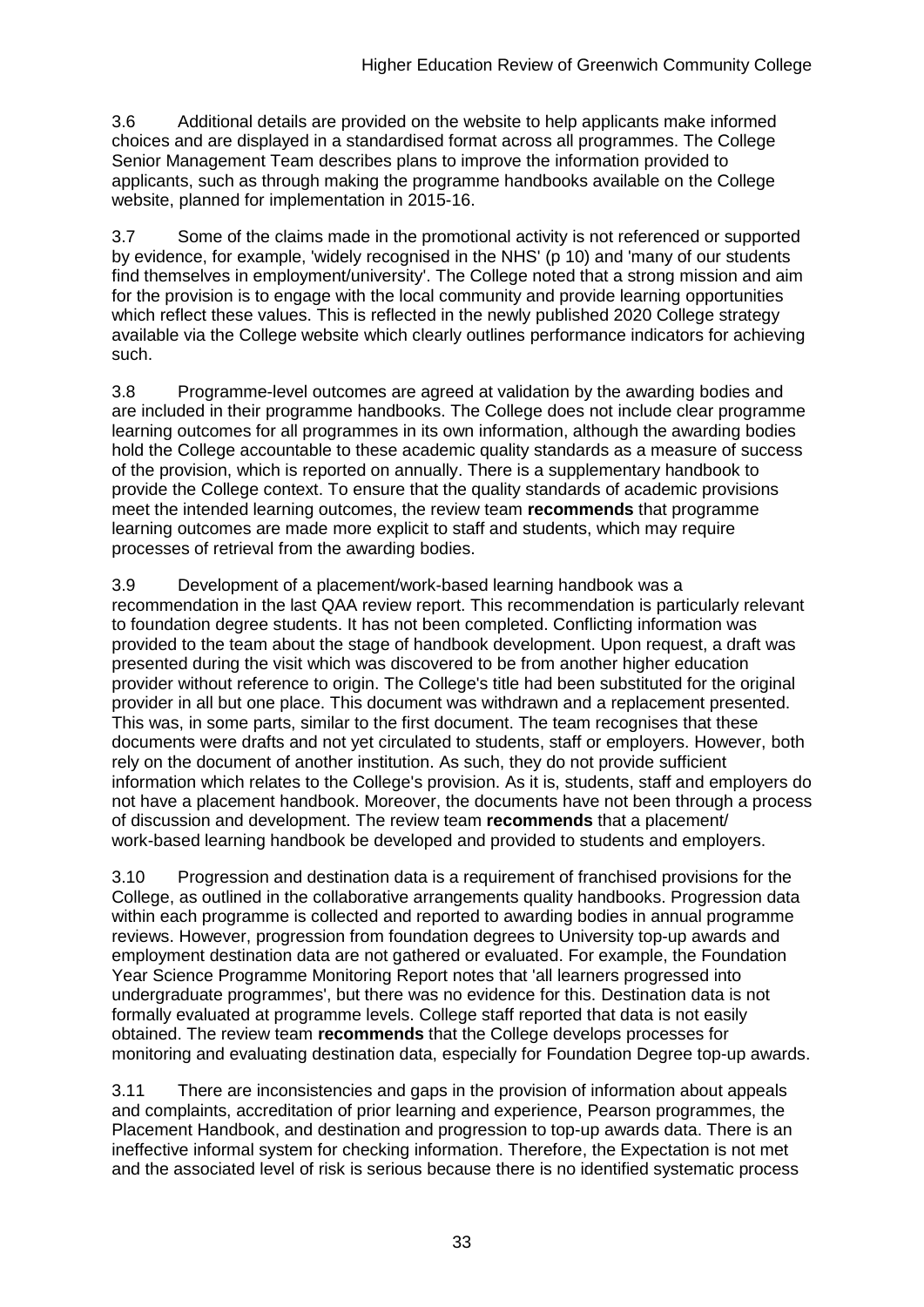3.6 Additional details are provided on the website to help applicants make informed choices and are displayed in a standardised format across all programmes. The College Senior Management Team describes plans to improve the information provided to applicants, such as through making the programme handbooks available on the College website, planned for implementation in 2015-16.

3.7 Some of the claims made in the promotional activity is not referenced or supported by evidence, for example, 'widely recognised in the NHS' (p 10) and 'many of our students find themselves in employment/university'. The College noted that a strong mission and aim for the provision is to engage with the local community and provide learning opportunities which reflect these values. This is reflected in the newly published 2020 College strategy available via the College website which clearly outlines performance indicators for achieving such.

3.8 Programme-level outcomes are agreed at validation by the awarding bodies and are included in their programme handbooks. The College does not include clear programme learning outcomes for all programmes in its own information, although the awarding bodies hold the College accountable to these academic quality standards as a measure of success of the provision, which is reported on annually. There is a supplementary handbook to provide the College context. To ensure that the quality standards of academic provisions meet the intended learning outcomes, the review team **recommends** that programme learning outcomes are made more explicit to staff and students, which may require processes of retrieval from the awarding bodies.

3.9 Development of a placement/work-based learning handbook was a recommendation in the last QAA review report. This recommendation is particularly relevant to foundation degree students. It has not been completed. Conflicting information was provided to the team about the stage of handbook development. Upon request, a draft was presented during the visit which was discovered to be from another higher education provider without reference to origin. The College's title had been substituted for the original provider in all but one place. This document was withdrawn and a replacement presented. This was, in some parts, similar to the first document. The team recognises that these documents were drafts and not yet circulated to students, staff or employers. However, both rely on the document of another institution. As such, they do not provide sufficient information which relates to the College's provision. As it is, students, staff and employers do not have a placement handbook. Moreover, the documents have not been through a process of discussion and development. The review team **recommends** that a placement/ work-based learning handbook be developed and provided to students and employers.

3.10 Progression and destination data is a requirement of franchised provisions for the College, as outlined in the collaborative arrangements quality handbooks. Progression data within each programme is collected and reported to awarding bodies in annual programme reviews. However, progression from foundation degrees to University top-up awards and employment destination data are not gathered or evaluated. For example, the Foundation Year Science Programme Monitoring Report notes that 'all learners progressed into undergraduate programmes', but there was no evidence for this. Destination data is not formally evaluated at programme levels. College staff reported that data is not easily obtained. The review team **recommends** that the College develops processes for monitoring and evaluating destination data, especially for Foundation Degree top-up awards.

3.11 There are inconsistencies and gaps in the provision of information about appeals and complaints, accreditation of prior learning and experience, Pearson programmes, the Placement Handbook, and destination and progression to top-up awards data. There is an ineffective informal system for checking information. Therefore, the Expectation is not met and the associated level of risk is serious because there is no identified systematic process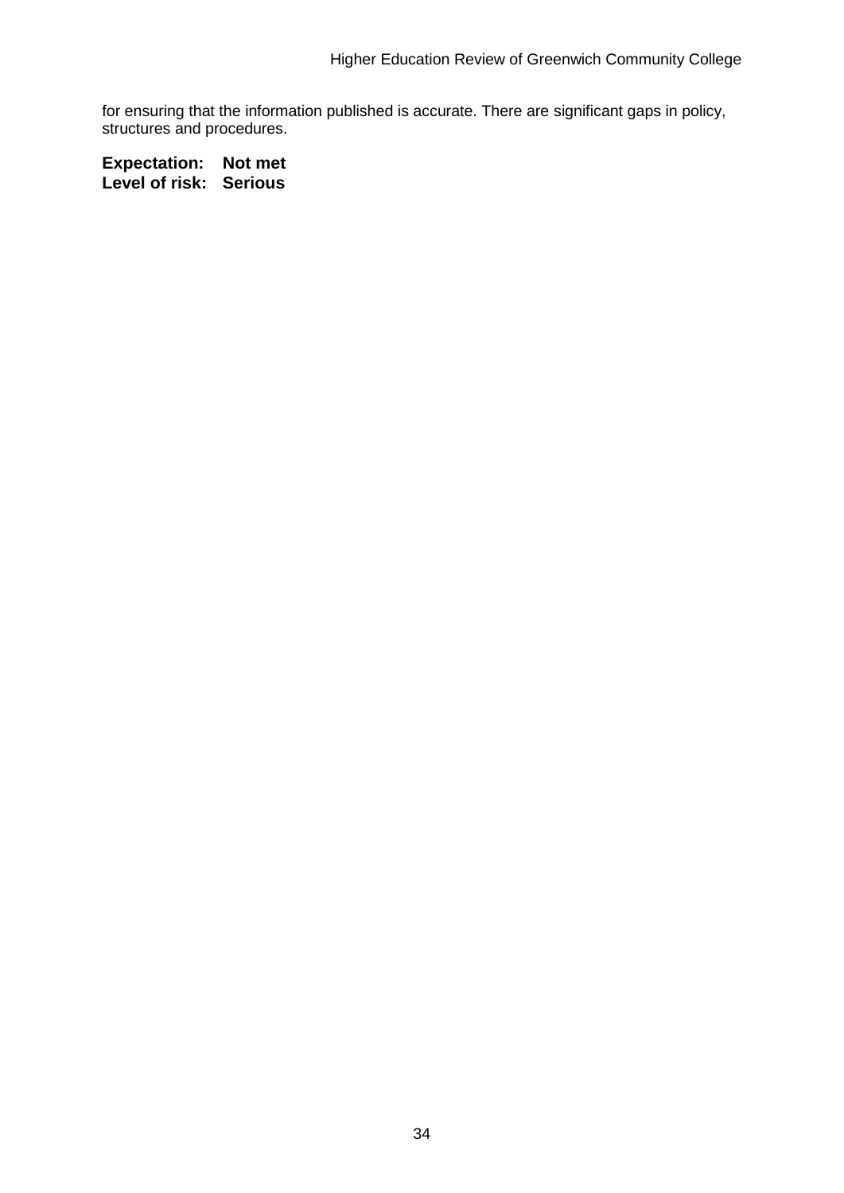for ensuring that the information published is accurate. There are significant gaps in policy, structures and procedures.

**Expectation: Not met**
**Level of risk: Serious**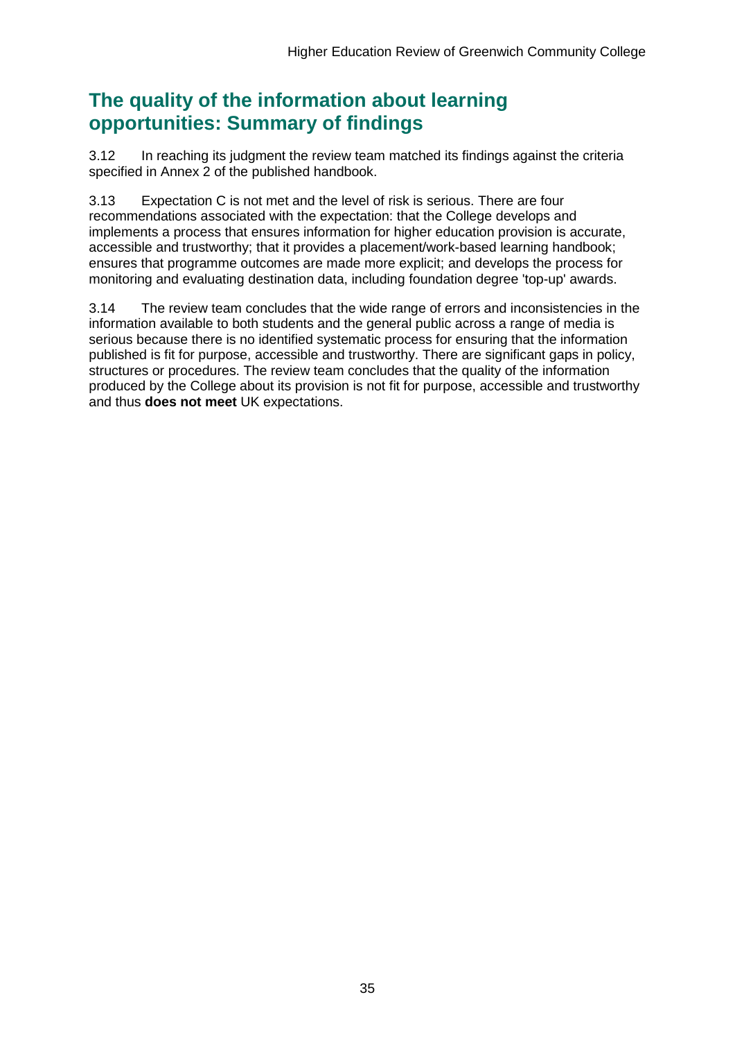## The quality of the information about learning opportunities: Summary of findings

3.12 In reaching its judgment the review team matched its findings against the criteria specified in Annex 2 of the published handbook.

3.13 Expectation C is not met and the level of risk is serious. There are four recommendations associated with the expectation: that the College develops and implements a process that ensures information for higher education provision is accurate, accessible and trustworthy; that it provides a placement/work-based learning handbook; ensures that programme outcomes are made more explicit; and develops the process for monitoring and evaluating destination data, including foundation degree 'top-up' awards.

3.14 The review team concludes that the wide range of errors and inconsistencies in the information available to both students and the general public across a range of media is serious because there is no identified systematic process for ensuring that the information published is fit for purpose, accessible and trustworthy. There are significant gaps in policy, structures or procedures. The review team concludes that the quality of the information produced by the College about its provision is not fit for purpose, accessible and trustworthy and thus **does not meet** UK expectations.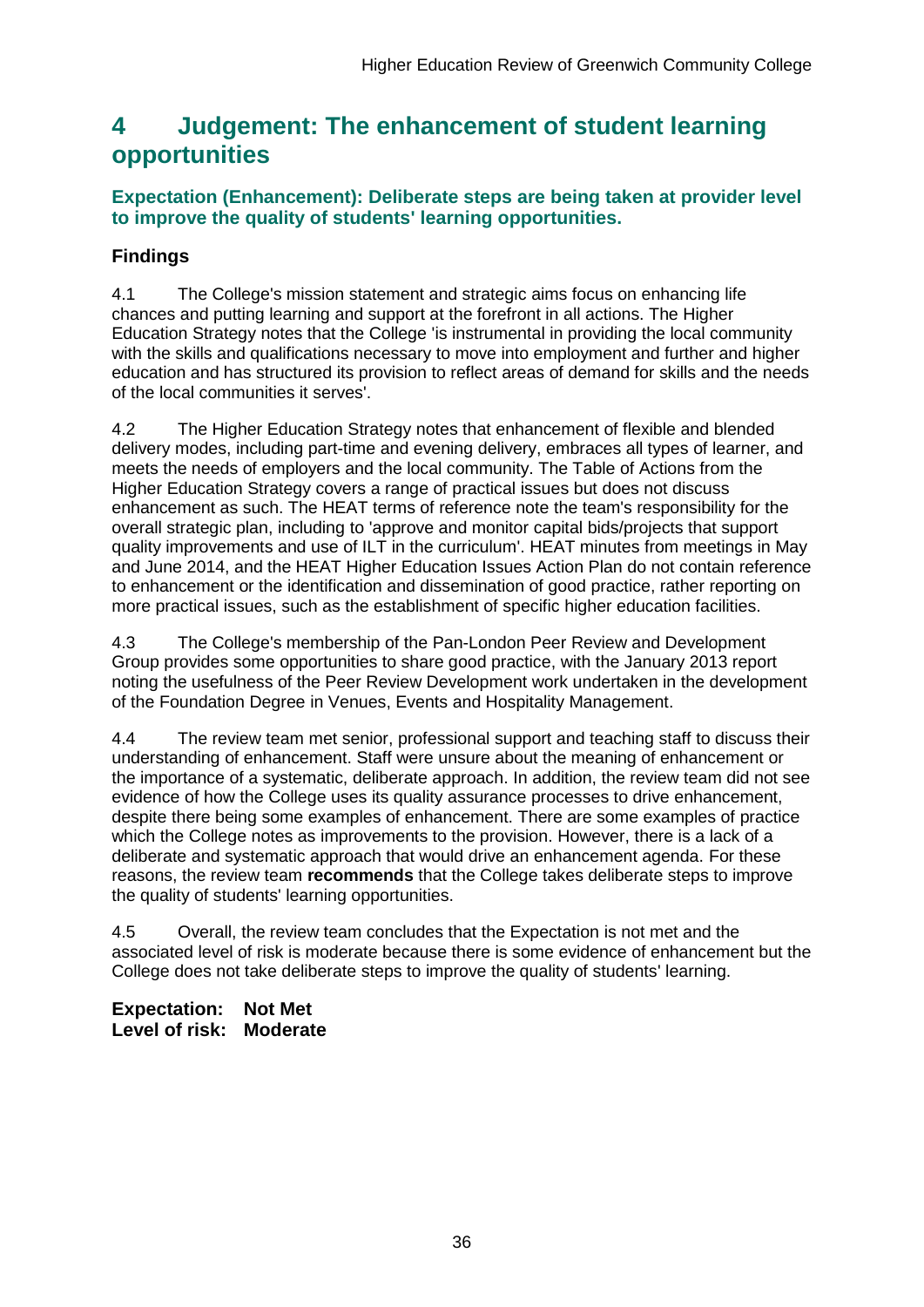# 4 Judgement: The enhancement of student learning opportunities

### Expectation (Enhancement): Deliberate steps are being taken at provider level to improve the quality of students' learning opportunities.

### Findings

4.1 The College's mission statement and strategic aims focus on enhancing life chances and putting learning and support at the forefront in all actions. The Higher Education Strategy notes that the College 'is instrumental in providing the local community with the skills and qualifications necessary to move into employment and further and higher education and has structured its provision to reflect areas of demand for skills and the needs of the local communities it serves'.

4.2 The Higher Education Strategy notes that enhancement of flexible and blended delivery modes, including part-time and evening delivery, embraces all types of learner, and meets the needs of employers and the local community. The Table of Actions from the Higher Education Strategy covers a range of practical issues but does not discuss enhancement as such. The HEAT terms of reference note the team's responsibility for the overall strategic plan, including to 'approve and monitor capital bids/projects that support quality improvements and use of ILT in the curriculum'. HEAT minutes from meetings in May and June 2014, and the HEAT Higher Education Issues Action Plan do not contain reference to enhancement or the identification and dissemination of good practice, rather reporting on more practical issues, such as the establishment of specific higher education facilities.

4.3 The College's membership of the Pan-London Peer Review and Development Group provides some opportunities to share good practice, with the January 2013 report noting the usefulness of the Peer Review Development work undertaken in the development of the Foundation Degree in Venues, Events and Hospitality Management.

4.4 The review team met senior, professional support and teaching staff to discuss their understanding of enhancement. Staff were unsure about the meaning of enhancement or the importance of a systematic, deliberate approach. In addition, the review team did not see evidence of how the College uses its quality assurance processes to drive enhancement, despite there being some examples of enhancement. There are some examples of practice which the College notes as improvements to the provision. However, there is a lack of a deliberate and systematic approach that would drive an enhancement agenda. For these reasons, the review team **recommends** that the College takes deliberate steps to improve the quality of students' learning opportunities.

4.5 Overall, the review team concludes that the Expectation is not met and the associated level of risk is moderate because there is some evidence of enhancement but the College does not take deliberate steps to improve the quality of students' learning.

**Expectation: Not Met**
**Level of risk: Moderate**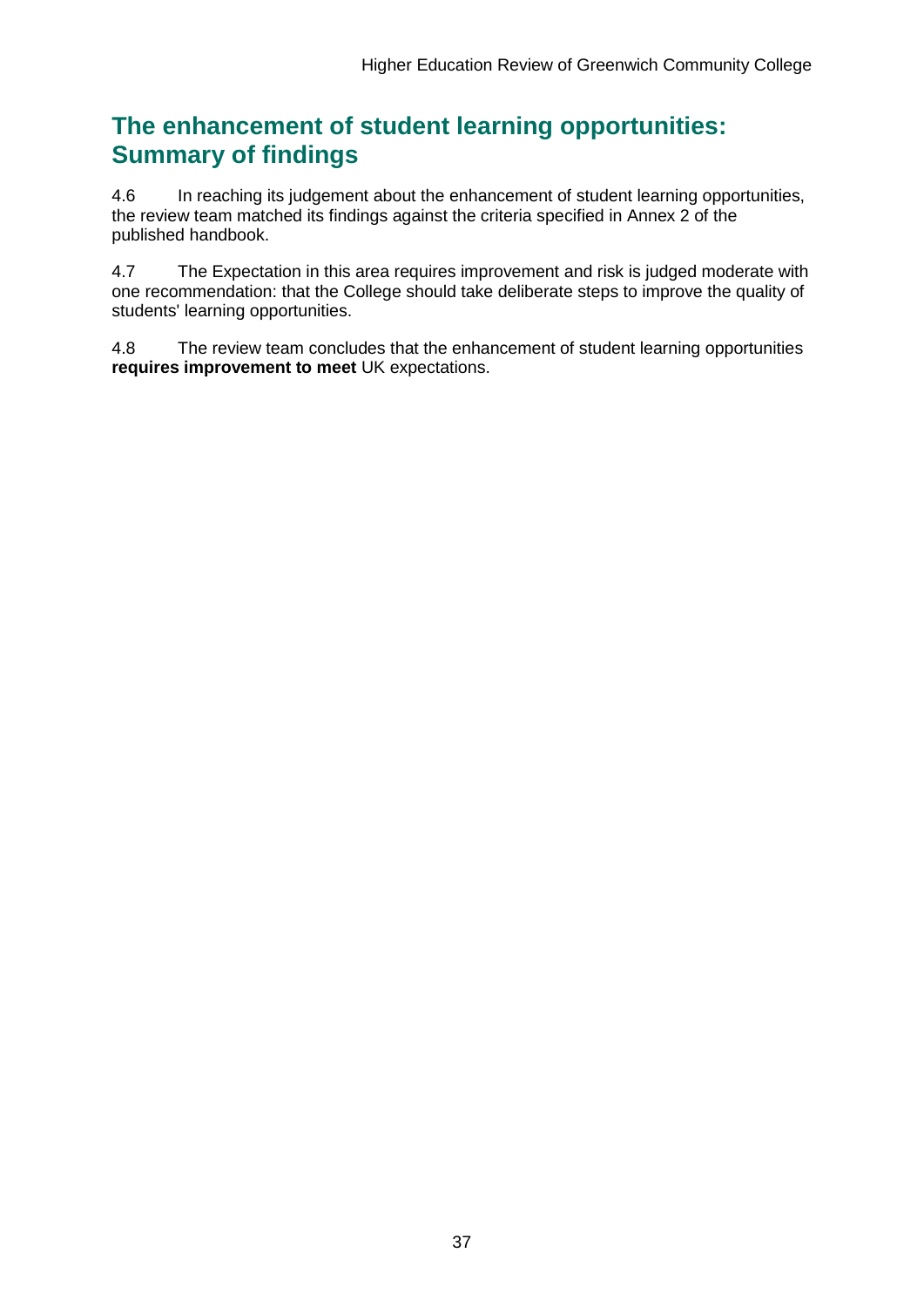## The enhancement of student learning opportunities: Summary of findings

4.6 In reaching its judgement about the enhancement of student learning opportunities, the review team matched its findings against the criteria specified in Annex 2 of the published handbook.

4.7 The Expectation in this area requires improvement and risk is judged moderate with one recommendation: that the College should take deliberate steps to improve the quality of students' learning opportunities.

4.8 The review team concludes that the enhancement of student learning opportunities **requires improvement to meet** UK expectations.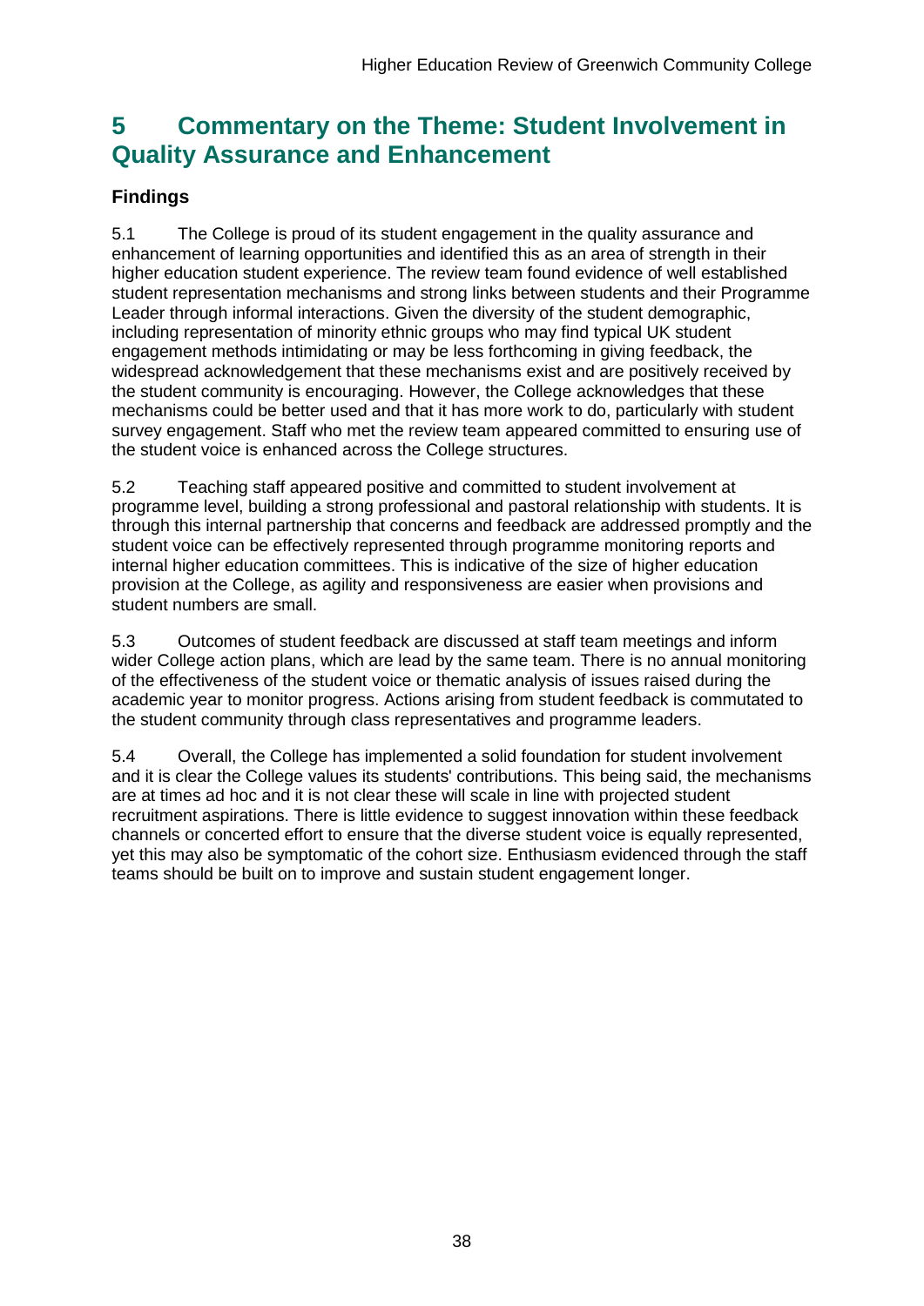## 5 Commentary on the Theme: Student Involvement in Quality Assurance and Enhancement

### Findings

5.1 The College is proud of its student engagement in the quality assurance and enhancement of learning opportunities and identified this as an area of strength in their higher education student experience. The review team found evidence of well established student representation mechanisms and strong links between students and their Programme Leader through informal interactions. Given the diversity of the student demographic, including representation of minority ethnic groups who may find typical UK student engagement methods intimidating or may be less forthcoming in giving feedback, the widespread acknowledgement that these mechanisms exist and are positively received by the student community is encouraging. However, the College acknowledges that these mechanisms could be better used and that it has more work to do, particularly with student survey engagement. Staff who met the review team appeared committed to ensuring use of the student voice is enhanced across the College structures.

5.2 Teaching staff appeared positive and committed to student involvement at programme level, building a strong professional and pastoral relationship with students. It is through this internal partnership that concerns and feedback are addressed promptly and the student voice can be effectively represented through programme monitoring reports and internal higher education committees. This is indicative of the size of higher education provision at the College, as agility and responsiveness are easier when provisions and student numbers are small.

5.3 Outcomes of student feedback are discussed at staff team meetings and inform wider College action plans, which are lead by the same team. There is no annual monitoring of the effectiveness of the student voice or thematic analysis of issues raised during the academic year to monitor progress. Actions arising from student feedback is commutated to the student community through class representatives and programme leaders.

5.4 Overall, the College has implemented a solid foundation for student involvement and it is clear the College values its students' contributions. This being said, the mechanisms are at times ad hoc and it is not clear these will scale in line with projected student recruitment aspirations. There is little evidence to suggest innovation within these feedback channels or concerted effort to ensure that the diverse student voice is equally represented, yet this may also be symptomatic of the cohort size. Enthusiasm evidenced through the staff teams should be built on to improve and sustain student engagement longer.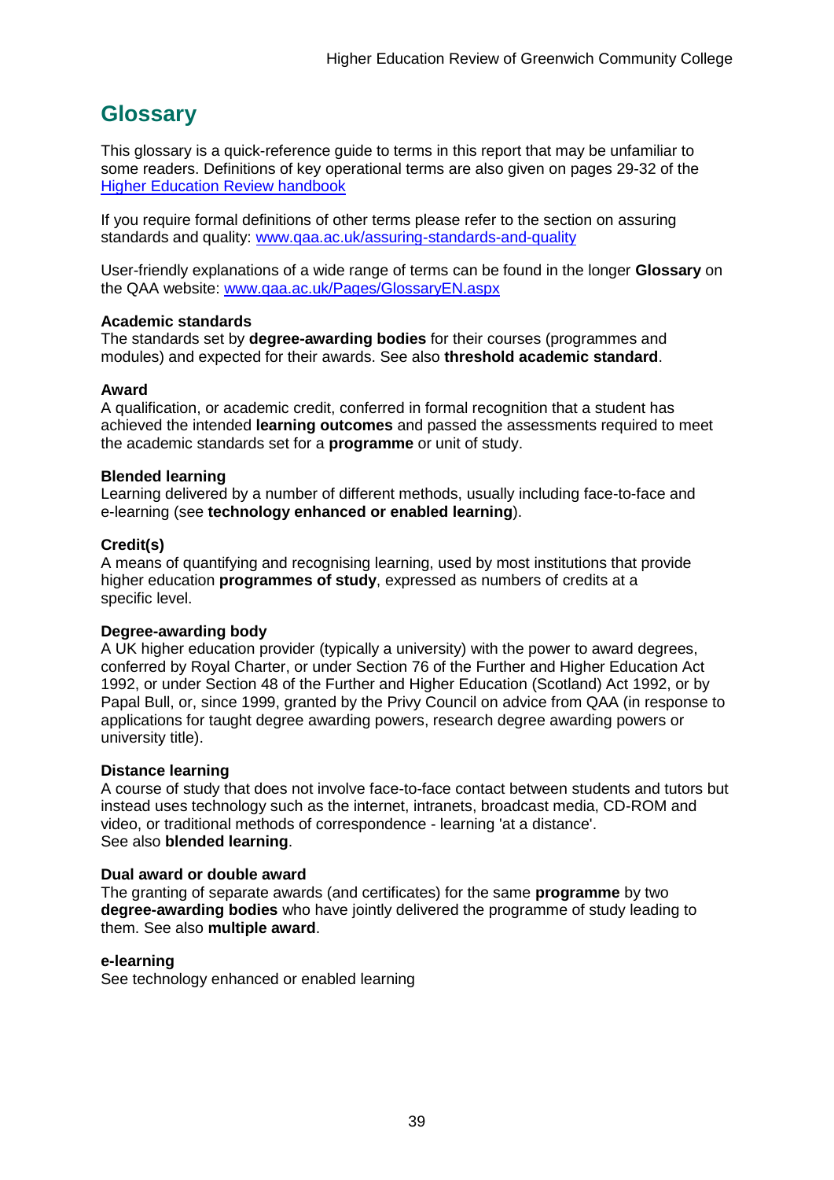## Glossary

This glossary is a quick-reference guide to terms in this report that may be unfamiliar to some readers. Definitions of key operational terms are also given on pages 29-32 of the [Higher Education Review handbook](Higher Education Review handbook)

If you require formal definitions of other terms please refer to the section on assuring standards and quality: [www.qaa.ac.uk/assuring-standards-and-quality](www.qaa.ac.uk/assuring-standards-and-quality)

User-friendly explanations of a wide range of terms can be found in the longer **Glossary** on the QAA website: [www.qaa.ac.uk/Pages/GlossaryEN.aspx](www.qaa.ac.uk/Pages/GlossaryEN.aspx)

**Academic standards**
The standards set by **degree-awarding bodies** for their courses (programmes and modules) and expected for their awards. See also **threshold academic standard**.

**Award**
A qualification, or academic credit, conferred in formal recognition that a student has achieved the intended **learning outcomes** and passed the assessments required to meet the academic standards set for a **programme** or unit of study.

**Blended learning**
Learning delivered by a number of different methods, usually including face-to-face and e-learning (see **technology enhanced or enabled learning**).

**Credit(s)**
A means of quantifying and recognising learning, used by most institutions that provide higher education **programmes of study**, expressed as numbers of credits at a specific level.

**Degree-awarding body**
A UK higher education provider (typically a university) with the power to award degrees, conferred by Royal Charter, or under Section 76 of the Further and Higher Education Act 1992, or under Section 48 of the Further and Higher Education (Scotland) Act 1992, or by Papal Bull, or, since 1999, granted by the Privy Council on advice from QAA (in response to applications for taught degree awarding powers, research degree awarding powers or university title).

**Distance learning**
A course of study that does not involve face-to-face contact between students and tutors but instead uses technology such as the internet, intranets, broadcast media, CD-ROM and video, or traditional methods of correspondence - learning 'at a distance'.
See also **blended learning**.

**Dual award or double award**
The granting of separate awards (and certificates) for the same **programme** by two **degree-awarding bodies** who have jointly delivered the programme of study leading to them. See also **multiple award**.

**e-learning**
See technology enhanced or enabled learning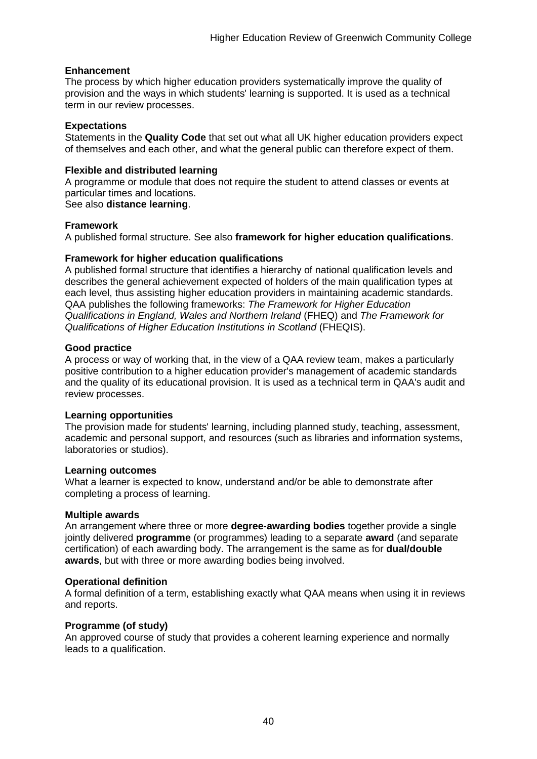**Enhancement**
The process by which higher education providers systematically improve the quality of provision and the ways in which students' learning is supported. It is used as a technical term in our review processes.

**Expectations**
Statements in the **Quality Code** that set out what all UK higher education providers expect of themselves and each other, and what the general public can therefore expect of them.

**Flexible and distributed learning**
A programme or module that does not require the student to attend classes or events at particular times and locations.
See also **distance learning**.

**Framework**
A published formal structure. See also **framework for higher education qualifications**.

**Framework for higher education qualifications**
A published formal structure that identifies a hierarchy of national qualification levels and describes the general achievement expected of holders of the main qualification types at each level, thus assisting higher education providers in maintaining academic standards. QAA publishes the following frameworks: *The Framework for Higher Education Qualifications in England, Wales and Northern Ireland* (FHEQ) and *The Framework for Qualifications of Higher Education Institutions in Scotland* (FHEQIS).

**Good practice**
A process or way of working that, in the view of a QAA review team, makes a particularly positive contribution to a higher education provider's management of academic standards and the quality of its educational provision. It is used as a technical term in QAA's audit and review processes.

**Learning opportunities**
The provision made for students' learning, including planned study, teaching, assessment, academic and personal support, and resources (such as libraries and information systems, laboratories or studios).

**Learning outcomes**
What a learner is expected to know, understand and/or be able to demonstrate after completing a process of learning.

**Multiple awards**
An arrangement where three or more **degree-awarding bodies** together provide a single jointly delivered **programme** (or programmes) leading to a separate **award** (and separate certification) of each awarding body. The arrangement is the same as for **dual/double awards**, but with three or more awarding bodies being involved.

**Operational definition**
A formal definition of a term, establishing exactly what QAA means when using it in reviews and reports.

**Programme (of study)**
An approved course of study that provides a coherent learning experience and normally leads to a qualification.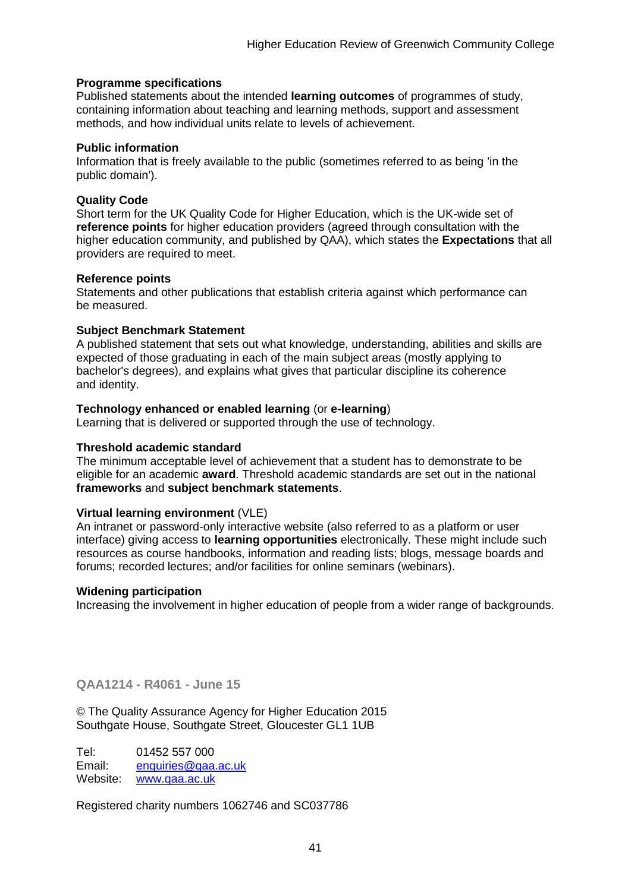**Programme specifications**
Published statements about the intended **learning outcomes** of programmes of study, containing information about teaching and learning methods, support and assessment methods, and how individual units relate to levels of achievement.

**Public information**
Information that is freely available to the public (sometimes referred to as being 'in the public domain').

**Quality Code**
Short term for the UK Quality Code for Higher Education, which is the UK-wide set of **reference points** for higher education providers (agreed through consultation with the higher education community, and published by QAA), which states the **Expectations** that all providers are required to meet.

**Reference points**
Statements and other publications that establish criteria against which performance can be measured.

**Subject Benchmark Statement**
A published statement that sets out what knowledge, understanding, abilities and skills are expected of those graduating in each of the main subject areas (mostly applying to bachelor's degrees), and explains what gives that particular discipline its coherence and identity.

**Technology enhanced or enabled learning** (or **e-learning**)
Learning that is delivered or supported through the use of technology.

**Threshold academic standard**
The minimum acceptable level of achievement that a student has to demonstrate to be eligible for an academic **award**. Threshold academic standards are set out in the national **frameworks** and **subject benchmark statements**.

**Virtual learning environment** (VLE)
An intranet or password-only interactive website (also referred to as a platform or user interface) giving access to **learning opportunities** electronically. These might include such resources as course handbooks, information and reading lists; blogs, message boards and forums; recorded lectures; and/or facilities for online seminars (webinars).

**Widening participation**
Increasing the involvement in higher education of people from a wider range of backgrounds.

**QAA1214 - R4061 - June 15**

© The Quality Assurance Agency for Higher Education 2015
Southgate House, Southgate Street, Gloucester GL1 1UB

Tel: 01452 557 000
Email: enquiries@qaa.ac.uk
Website: www.qaa.ac.uk

Registered charity numbers 1062746 and SC037786